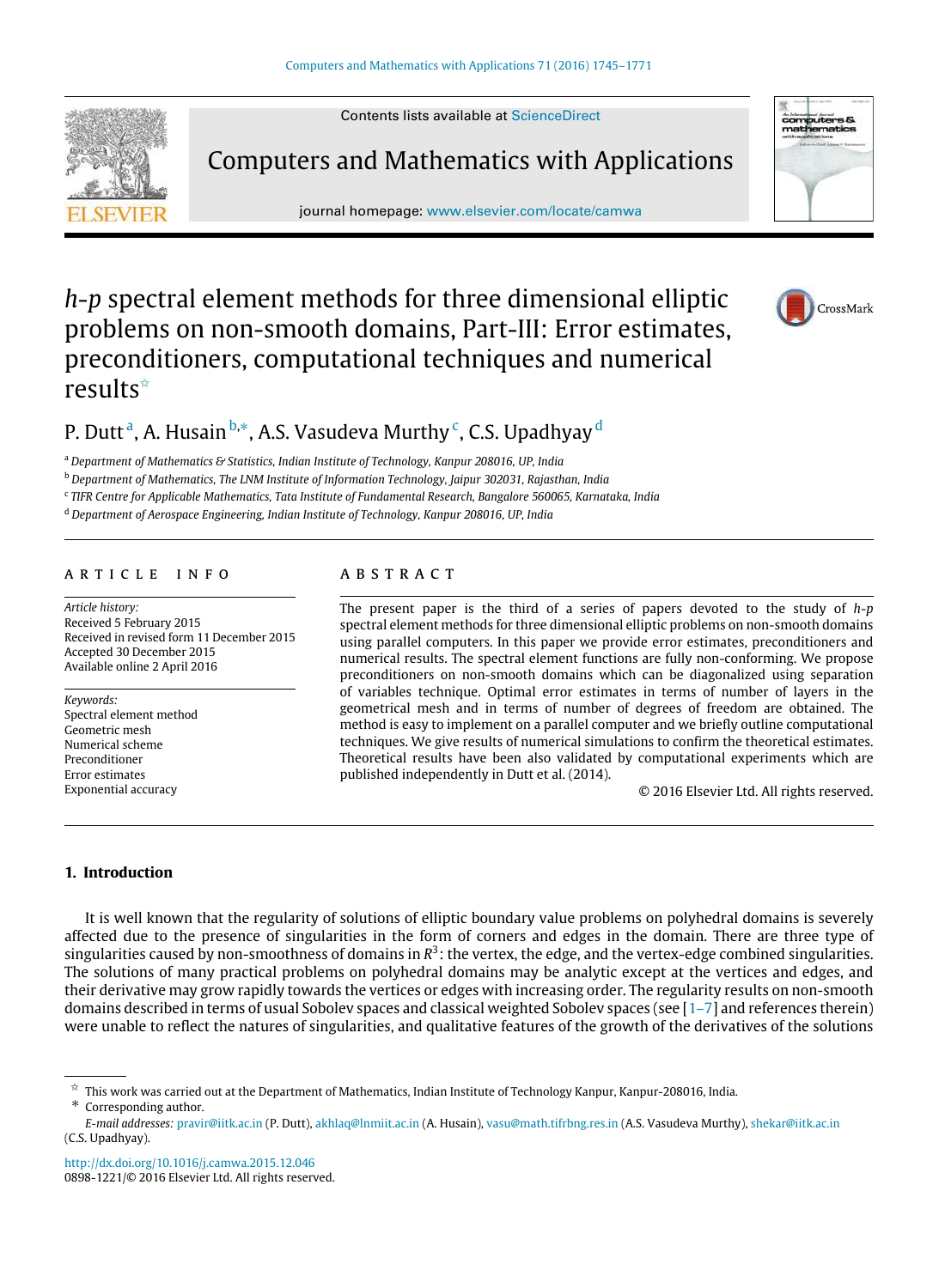Contents lists available at ScienceDirect

# Computers and Mathematics with Applications

journal homepage: www.elsevier.com/locate/camwa

# *h-p* spectral element methods for three dimensional elliptic problems on non-smooth domains, Part-III: Error estimates, preconditioners, computational techniques and numerical results[☆]

P. Dutt[a], A. Husain[b,*], A.S. Vasudeva Murthy[c], C.S. Upadhyay[d]

[a] Department of Mathematics & Statistics, Indian Institute of Technology, Kanpur 208016, UP, India

[b] Department of Mathematics, The LNM Institute of Information Technology, Jaipur 302031, Rajasthan, India

[c] TIFR Centre for Applicable Mathematics, Tata Institute of Fundamental Research, Bangalore 560065, Karnataka, India

[d] Department of Aerospace Engineering, Indian Institute of Technology, Kanpur 208016, UP, India

## ARTICLE INFO

*Article history:*
Received 5 February 2015
Received in revised form 11 December 2015
Accepted 30 December 2015
Available online 2 April 2016

*Keywords:*
Spectral element method
Geometric mesh
Numerical scheme
Preconditioner
Error estimates
Exponential accuracy

## ABSTRACT

The present paper is the third of a series of papers devoted to the study of *h-p* spectral element methods for three dimensional elliptic problems on non-smooth domains using parallel computers. In this paper we provide error estimates, preconditioners and numerical results. The spectral element functions are fully non-conforming. We propose preconditioners on non-smooth domains which can be diagonalized using separation of variables technique. Optimal error estimates in terms of number of layers in the geometrical mesh and in terms of number of degrees of freedom are obtained. The method is easy to implement on a parallel computer and we briefly outline computational techniques. We give results of numerical simulations to confirm the theoretical estimates. Theoretical results have been also validated by computational experiments which are published independently in Dutt et al. (2014).

© 2016 Elsevier Ltd. All rights reserved.

## 1. Introduction

It is well known that the regularity of solutions of elliptic boundary value problems on polyhedral domains is severely affected due to the presence of singularities in the form of corners and edges in the domain. There are three type of singularities caused by non-smoothness of domains in $R^3$: the vertex, the edge, and the vertex-edge combined singularities. The solutions of many practical problems on polyhedral domains may be analytic except at the vertices and edges, and their derivative may grow rapidly towards the vertices or edges with increasing order. The regularity results on non-smooth domains described in terms of usual Sobolev spaces and classical weighted Sobolev spaces (see [1–7] and references therein) were unable to reflect the natures of singularities, and qualitative features of the growth of the derivatives of the solutions

[☆] This work was carried out at the Department of Mathematics, Indian Institute of Technology Kanpur, Kanpur-208016, India.

[*] Corresponding author.

*E-mail addresses:* pravir@iitk.ac.in (P. Dutt), akhlaq@lnmiit.ac.in (A. Husain), vasu@math.tifrbng.res.in (A.S. Vasudeva Murthy), shekar@iitk.ac.in (C.S. Upadhyay).

http://dx.doi.org/10.1016/j.camwa.2015.12.046
0898-1221/© 2016 Elsevier Ltd. All rights reserved.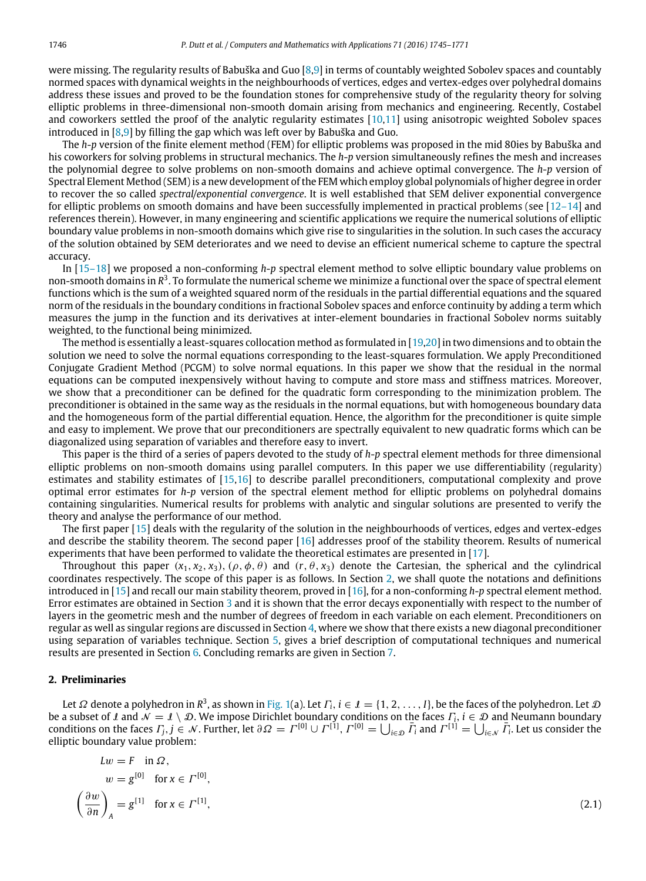were missing. The regularity results of Babuška and Guo [8,9] in terms of countably weighted Sobolev spaces and countably normed spaces with dynamical weights in the neighbourhoods of vertices, edges and vertex-edges over polyhedral domains address these issues and proved to be the foundation stones for comprehensive study of the regularity theory for solving elliptic problems in three-dimensional non-smooth domain arising from mechanics and engineering. Recently, Costabel and coworkers settled the proof of the analytic regularity estimates [10,11] using anisotropic weighted Sobolev spaces introduced in [8,9] by filling the gap which was left over by Babuška and Guo.

The *h-p* version of the finite element method (FEM) for elliptic problems was proposed in the mid 80ies by Babuška and his coworkers for solving problems in structural mechanics. The *h-p* version simultaneously refines the mesh and increases the polynomial degree to solve problems on non-smooth domains and achieve optimal convergence. The *h-p* version of Spectral Element Method (SEM) is a new development of the FEM which employ global polynomials of higher degree in order to recover the so called *spectral/exponential convergence*. It is well established that SEM deliver exponential convergence for elliptic problems on smooth domains and have been successfully implemented in practical problems (see [12–14] and references therein). However, in many engineering and scientific applications we require the numerical solutions of elliptic boundary value problems in non-smooth domains which give rise to singularities in the solution. In such cases the accuracy of the solution obtained by SEM deteriorates and we need to devise an efficient numerical scheme to capture the spectral accuracy.

In [15–18] we proposed a non-conforming *h-p* spectral element method to solve elliptic boundary value problems on non-smooth domains in $R^3$. To formulate the numerical scheme we minimize a functional over the space of spectral element functions which is the sum of a weighted squared norm of the residuals in the partial differential equations and the squared norm of the residuals in the boundary conditions in fractional Sobolev spaces and enforce continuity by adding a term which measures the jump in the function and its derivatives at inter-element boundaries in fractional Sobolev norms suitably weighted, to the functional being minimized.

The method is essentially a least-squares collocation method as formulated in [19,20] in two dimensions and to obtain the solution we need to solve the normal equations corresponding to the least-squares formulation. We apply Preconditioned Conjugate Gradient Method (PCGM) to solve normal equations. In this paper we show that the residual in the normal equations can be computed inexpensively without having to compute and store mass and stiffness matrices. Moreover, we show that a preconditioner can be defined for the quadratic form corresponding to the minimization problem. The preconditioner is obtained in the same way as the residuals in the normal equations, but with homogeneous boundary data and the homogeneous form of the partial differential equation. Hence, the algorithm for the preconditioner is quite simple and easy to implement. We prove that our preconditioners are spectrally equivalent to new quadratic forms which can be diagonalized using separation of variables and therefore easy to invert.

This paper is the third of a series of papers devoted to the study of *h-p* spectral element methods for three dimensional elliptic problems on non-smooth domains using parallel computers. In this paper we use differentiability (regularity) estimates and stability estimates of [15,16] to describe parallel preconditioners, computational complexity and prove optimal error estimates for *h-p* version of the spectral element method for elliptic problems on polyhedral domains containing singularities. Numerical results for problems with analytic and singular solutions are presented to verify the theory and analyse the performance of our method.

The first paper [15] deals with the regularity of the solution in the neighbourhoods of vertices, edges and vertex-edges and describe the stability theorem. The second paper [16] addresses proof of the stability theorem. Results of numerical experiments that have been performed to validate the theoretical estimates are presented in [17].

Throughout this paper $(x_1, x_2, x_3)$, $(\rho, \phi, \theta)$ and $(r, \theta, x_3)$ denote the Cartesian, the spherical and the cylindrical coordinates respectively. The scope of this paper is as follows. In Section 2, we shall quote the notations and definitions introduced in [15] and recall our main stability theorem, proved in [16], for a non-conforming *h-p* spectral element method. Error estimates are obtained in Section 3 and it is shown that the error decays exponentially with respect to the number of layers in the geometric mesh and the number of degrees of freedom in each variable on each element. Preconditioners on regular as well as singular regions are discussed in Section 4, where we show that there exists a new diagonal preconditioner using separation of variables technique. Section 5, gives a brief description of computational techniques and numerical results are presented in Section 6. Concluding remarks are given in Section 7.

## 2. Preliminaries

Let $\Omega$ denote a polyhedron in $R^3$, as shown in Fig. 1(a). Let $\Gamma_i$, $i \in \mathcal{I} = \{1, 2, \ldots, I\}$, be the faces of the polyhedron. Let $\mathcal{D}$ be a subset of $\mathcal{I}$ and $\mathcal{N} = \mathcal{I} \setminus \mathcal{D}$. We impose Dirichlet boundary conditions on the faces $\Gamma_i$, $i \in \mathcal{D}$ and Neumann boundary conditions on the faces $\Gamma_j$, $j \in \mathcal{N}$. Further, let $\partial\Omega = \Gamma^{[0]} \cup \Gamma^{[1]}$, $\Gamma^{[0]} = \bigcup_{i\in\mathcal{D}} \bar{\Gamma}_i$ and $\Gamma^{[1]} = \bigcup_{i\in\mathcal{N}} \bar{\Gamma}_i$. Let us consider the elliptic boundary value problem:

$$
\begin{aligned}
Lw &= F \quad \text{in } \Omega, \\
w &= g^{[0]} \quad \text{for } x \in \Gamma^{[0]}, \\
\left(\frac{\partial w}{\partial n}\right)_A &= g^{[1]} \quad \text{for } x \in \Gamma^{[1]},
\end{aligned}
\tag{2.1}
$$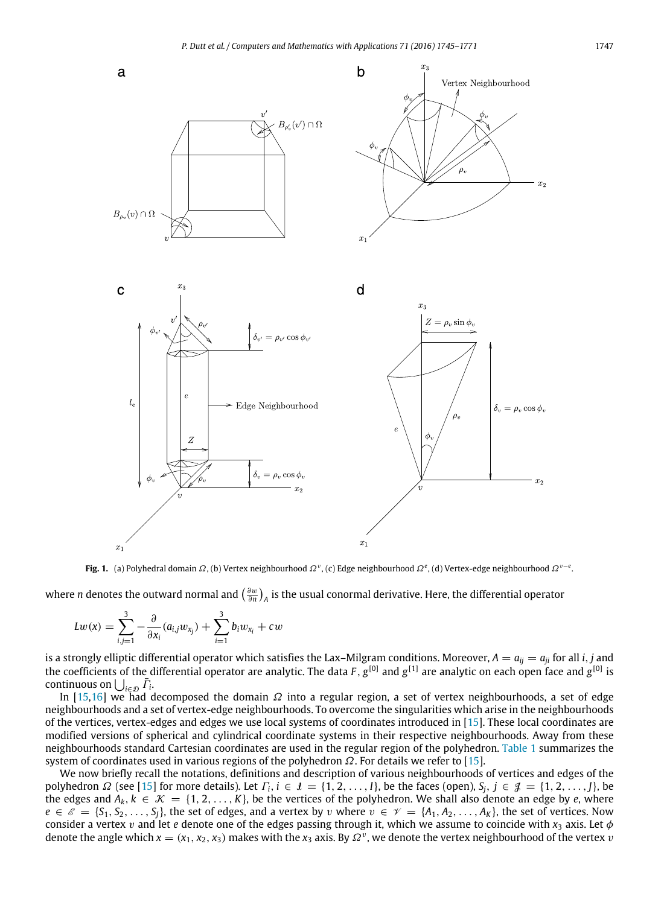**Fig. 1.** (a) Polyhedral domain $\Omega$, (b) Vertex neighbourhood $\Omega^v$, (c) Edge neighbourhood $\Omega^e$, (d) Vertex-edge neighbourhood $\Omega^{v-e}$.

where $n$ denotes the outward normal and $\left(\frac{\partial w}{\partial n}\right)_A$ is the usual conormal derivative. Here, the differential operator

$$Lw(x) = \sum_{i,j=1}^{3} -\frac{\partial}{\partial x_i}(a_{i,j} w_{x_j}) + \sum_{i=1}^{3} b_i w_{x_i} + cw$$

is a strongly elliptic differential operator which satisfies the Lax–Milgram conditions. Moreover, $A = a_{ij} = a_{ji}$ for all $i, j$ and the coefficients of the differential operator are analytic. The data $F$, $g^{[0]}$ and $g^{[1]}$ are analytic on each open face and $g^{[0]}$ is continuous on $\bigcup_{i \in \mathcal{D}} \bar{\Gamma}_i$.

In [15,16] we had decomposed the domain $\Omega$ into a regular region, a set of vertex neighbourhoods, a set of edge neighbourhoods and a set of vertex-edge neighbourhoods. To overcome the singularities which arise in the neighbourhoods of the vertices, vertex-edges and edges we use local systems of coordinates introduced in [15]. These local coordinates are modified versions of spherical and cylindrical coordinate systems in their respective neighbourhoods. Away from these neighbourhoods standard Cartesian coordinates are used in the regular region of the polyhedron. Table 1 summarizes the system of coordinates used in various regions of the polyhedron $\Omega$. For details we refer to [15].

We now briefly recall the notations, definitions and description of various neighbourhoods of vertices and edges of the polyhedron $\Omega$ (see [15] for more details). Let $\Gamma_i$, $i \in \mathcal{I} = \{1, 2, \ldots, I\}$, be the faces (open), $S_j$, $j \in \mathcal{J} = \{1, 2, \ldots, J\}$, be the edges and $A_k$, $k \in \mathcal{K} = \{1, 2, \ldots, K\}$, be the vertices of the polyhedron. We shall also denote an edge by $e$, where $e \in \mathcal{E} = \{S_1, S_2, \ldots, S_J\}$, the set of edges, and a vertex by $v$ where $v \in \mathcal{V} = \{A_1, A_2, \ldots, A_K\}$, the set of vertices. Now consider a vertex $v$ and let $e$ denote one of the edges passing through it, which we assume to coincide with $x_3$ axis. Let $\phi$ denote the angle which $x = (x_1, x_2, x_3)$ makes with the $x_3$ axis. By $\Omega^v$, we denote the vertex neighbourhood of the vertex $v$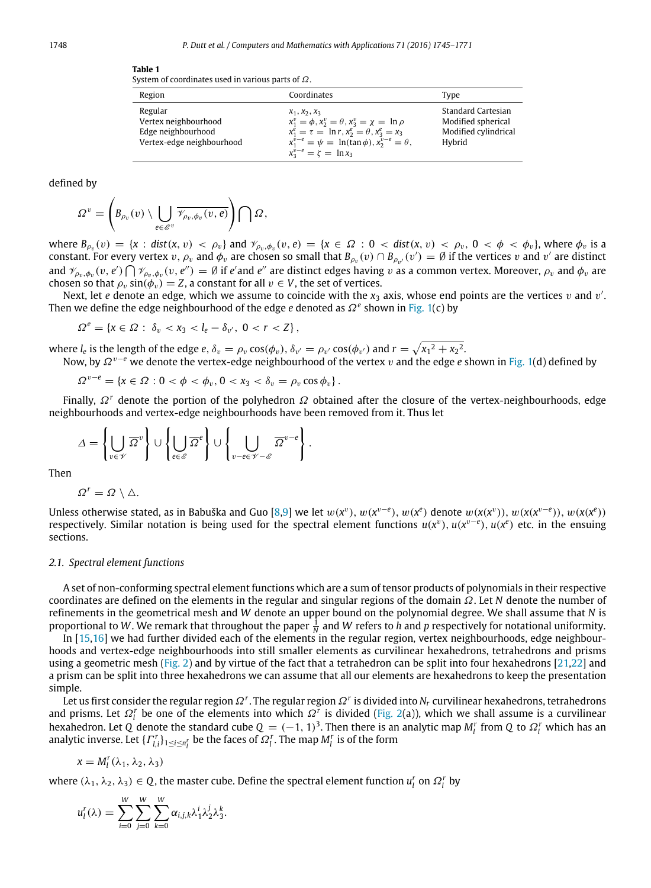**Table 1**
System of coordinates used in various parts of $\Omega$.

| Region | Coordinates | Type |
|---|---|---|
| Regular | $x_1, x_2, x_3$ | Standard Cartesian |
| Vertex neighbourhood | $x_1^v = \phi, x_2^v = \theta, x_3^v = \chi = \ln \rho$ | Modified spherical |
| Edge neighbourhood | $x_1^e = \tau = \ln r, x_2^e = \theta, x_3^e = x_3$ | Modified cylindrical |
| Vertex-edge neighbourhood | $x_1^{v-e} = \psi = \ln(\tan \phi), x_2^{v-e} = \theta,$ $x_3^{v-e} = \zeta = \ln x_3$ | Hybrid |

defined by

$$\Omega^v = \left( B_{\rho_v}(v) \setminus \bigcup_{e \in \mathscr{E}^v} \overline{\mathscr{V}_{\rho_v, \phi_v}(v, e)} \right) \bigcap \Omega,$$

where $B_{\rho_v}(v) = \{x : dist(x, v) < \rho_v\}$ and $\mathscr{V}_{\rho_v,\phi_v}(v, e) = \{x \in \Omega : 0 < dist(x, v) < \rho_v,\ 0 < \phi < \phi_v\}$, where $\phi_v$ is a constant. For every vertex $v$, $\rho_v$ and $\phi_v$ are chosen so small that $B_{\rho_v}(v) \cap B_{\rho_{v'}}(v') = \emptyset$ if the vertices $v$ and $v'$ are distinct and $\mathscr{V}_{\rho_v,\phi_v}(v, e') \bigcap \mathscr{V}_{\rho_v,\phi_v}(v, e'') = \emptyset$ if $e'$and $e''$ are distinct edges having $v$ as a common vertex. Moreover, $\rho_v$ and $\phi_v$ are chosen so that $\rho_v \sin(\phi_v) = Z$, a constant for all $v \in V$, the set of vertices.

Next, let $e$ denote an edge, which we assume to coincide with the $x_3$ axis, whose end points are the vertices $v$ and $v'$. Then we define the edge neighbourhood of the edge $e$ denoted as $\Omega^e$ shown in Fig. 1(c) by

$$\Omega^e = \{x \in \Omega :\ \delta_v < x_3 < l_e - \delta_{v'},\ 0 < r < Z\},$$

where $l_e$ is the length of the edge $e$, $\delta_v = \rho_v \cos(\phi_v)$, $\delta_{v'} = \rho_{v'} \cos(\phi_{v'})$ and $r = \sqrt{{x_1}^2 + {x_2}^2}$.

Now, by $\Omega^{v-e}$ we denote the vertex-edge neighbourhood of the vertex $v$ and the edge $e$ shown in Fig. 1(d) defined by

$$\Omega^{v-e} = \{x \in \Omega : 0 < \phi < \phi_v, 0 < x_3 < \delta_v = \rho_v \cos \phi_v\}.$$

Finally, $\Omega^r$ denote the portion of the polyhedron $\Omega$ obtained after the closure of the vertex-neighbourhoods, edge neighbourhoods and vertex-edge neighbourhoods have been removed from it. Thus let

$$\Delta = \left\{ \bigcup_{v \in \mathscr{V}} \overline{\Omega}^v \right\} \cup \left\{ \bigcup_{e \in \mathscr{E}} \overline{\Omega}^e \right\} \cup \left\{ \bigcup_{v-e \in \mathscr{V}-\mathscr{E}} \overline{\Omega}^{v-e} \right\}.$$

Then

$$\Omega^r = \Omega \setminus \triangle.$$

Unless otherwise stated, as in Babuška and Guo [8,9] we let $w(x^v)$, $w(x^{v-e})$, $w(x^e)$ denote $w(x(x^v))$, $w(x(x^{v-e}))$, $w(x(x^e))$ respectively. Similar notation is being used for the spectral element functions $u(x^v)$, $u(x^{v-e})$, $u(x^e)$ etc. in the ensuing sections.

### 2.1. Spectral element functions

A set of non-conforming spectral element functions which are a sum of tensor products of polynomials in their respective coordinates are defined on the elements in the regular and singular regions of the domain $\Omega$. Let $N$ denote the number of refinements in the geometrical mesh and $W$ denote an upper bound on the polynomial degree. We shall assume that $N$ is proportional to $W$. We remark that throughout the paper $\frac{1}{N}$ and $W$ refers to $h$ and $p$ respectively for notational uniformity.

In [15,16] we had further divided each of the elements in the regular region, vertex neighbourhoods, edge neighbourhoods and vertex-edge neighbourhoods into still smaller elements as curvilinear hexahedrons, tetrahedrons and prisms using a geometric mesh (Fig. 2) and by virtue of the fact that a tetrahedron can be split into four hexahedrons [21,22] and a prism can be split into three hexahedrons we can assume that all our elements are hexahedrons to keep the presentation simple.

Let us first consider the regular region $\Omega^r$. The regular region $\Omega^r$ is divided into $N_r$ curvilinear hexahedrons, tetrahedrons and prisms. Let $\Omega_l^r$ be one of the elements into which $\Omega^r$ is divided (Fig. 2(a)), which we shall assume is a curvilinear hexahedron. Let $Q$ denote the standard cube $Q = (-1, 1)^3$. Then there is an analytic map $M_l^r$ from $Q$ to $\Omega_l^r$ which has an analytic inverse. Let $\{\Gamma_{l,i}^r\}_{1 \le i \le n_l^r}$ be the faces of $\Omega_l^r$. The map $M_l^r$ is of the form

$$x = M_l^r(\lambda_1, \lambda_2, \lambda_3)$$

where $(\lambda_1, \lambda_2, \lambda_3) \in Q$, the master cube. Define the spectral element function $u_l^r$ on $\Omega_l^r$ by

$$u_l^r(\lambda) = \sum_{i=0}^{W} \sum_{j=0}^{W} \sum_{k=0}^{W} \alpha_{i,j,k} \lambda_1^i \lambda_2^j \lambda_3^k.$$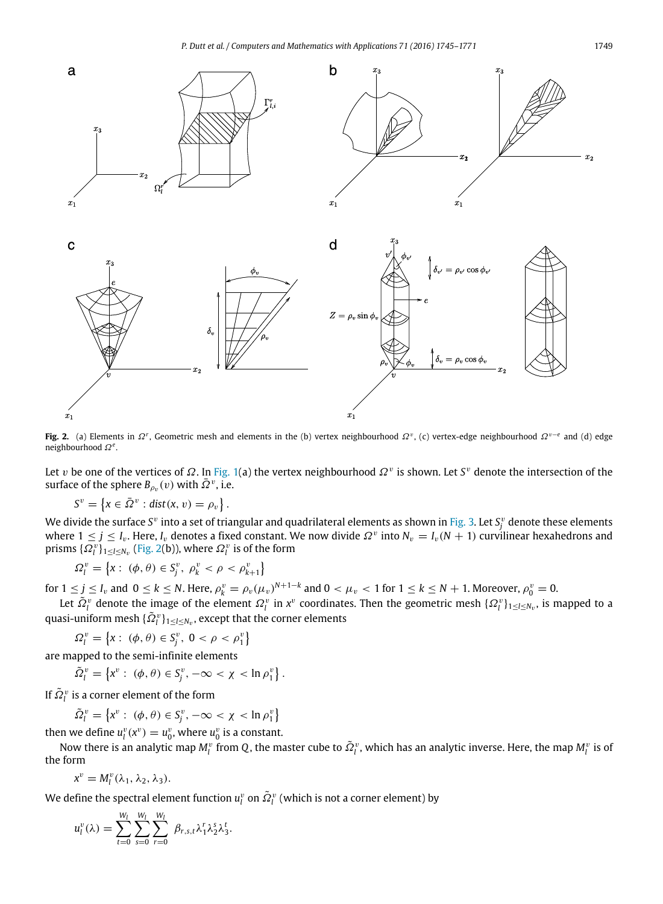**Fig. 2.** (a) Elements in $\Omega^r$, Geometric mesh and elements in the (b) vertex neighbourhood $\Omega^v$, (c) vertex-edge neighbourhood $\Omega^{v-e}$ and (d) edge neighbourhood $\Omega^e$.

Let $v$ be one of the vertices of $\Omega$. In Fig. 1(a) the vertex neighbourhood $\Omega^v$ is shown. Let $S^v$ denote the intersection of the surface of the sphere $B_{\rho_v}(v)$ with $\bar{\Omega}^v$, i.e.

$$S^v = \left\{x \in \bar{\Omega}^v : dist(x, v) = \rho_v\right\}.$$

We divide the surface $S^v$ into a set of triangular and quadrilateral elements as shown in Fig. 3. Let $S_j^v$ denote these elements where $1 \le j \le I_v$. Here, $I_v$ denotes a fixed constant. We now divide $\Omega^v$ into $N_v = I_v(N+1)$ curvilinear hexahedrons and prisms $\{\Omega_l^v\}_{1\le l\le N_v}$ (Fig. 2(b)), where $\Omega_l^v$ is of the form

$$\Omega_l^v = \left\{x : (\phi, \theta) \in S_j^v,\ \rho_k^v < \rho < \rho_{k+1}^v\right\}$$

for $1 \le j \le I_v$ and $0 \le k \le N$. Here, $\rho_k^v = \rho_v(\mu_v)^{N+1-k}$ and $0 < \mu_v < 1$ for $1 \le k \le N+1$. Moreover, $\rho_0^v = 0$.

Let $\tilde{\Omega}_l^v$ denote the image of the element $\Omega_l^v$ in $x^v$ coordinates. Then the geometric mesh $\{\Omega_l^v\}_{1\le l\le N_v}$ is mapped to a quasi-uniform mesh $\{\tilde{\Omega}_l^v\}_{1\le l\le N_v}$, except that the corner elements

$$\Omega_l^v = \left\{x : (\phi, \theta) \in S_j^v,\ 0 < \rho < \rho_1^v\right\}$$

are mapped to the semi-infinite elements

$$\tilde{\Omega}_l^v = \left\{x^v : (\phi, \theta) \in S_j^v, -\infty < \chi < \ln \rho_1^v\right\}.$$

If $\tilde{\Omega}_l^v$ is a corner element of the form

$$\tilde{\Omega}_l^v = \left\{x^v : (\phi, \theta) \in S_j^v, -\infty < \chi < \ln \rho_1^v\right\}$$

then we define $u_l^v(x^v) = u_0^v$, where $u_0^v$ is a constant.

Now there is an analytic map $M_l^v$ from $Q$, the master cube to $\tilde{\Omega}_l^v$, which has an analytic inverse. Here, the map $M_l^v$ is of the form

$$x^v = M_l^v(\lambda_1, \lambda_2, \lambda_3).$$

We define the spectral element function $u_l^v$ on $\tilde{\Omega}_l^v$ (which is not a corner element) by

$$u_l^v(\lambda) = \sum_{t=0}^{W_l}\sum_{s=0}^{W_l}\sum_{r=0}^{W_l} \beta_{r,s,t}\lambda_1^r\lambda_2^s\lambda_3^t.$$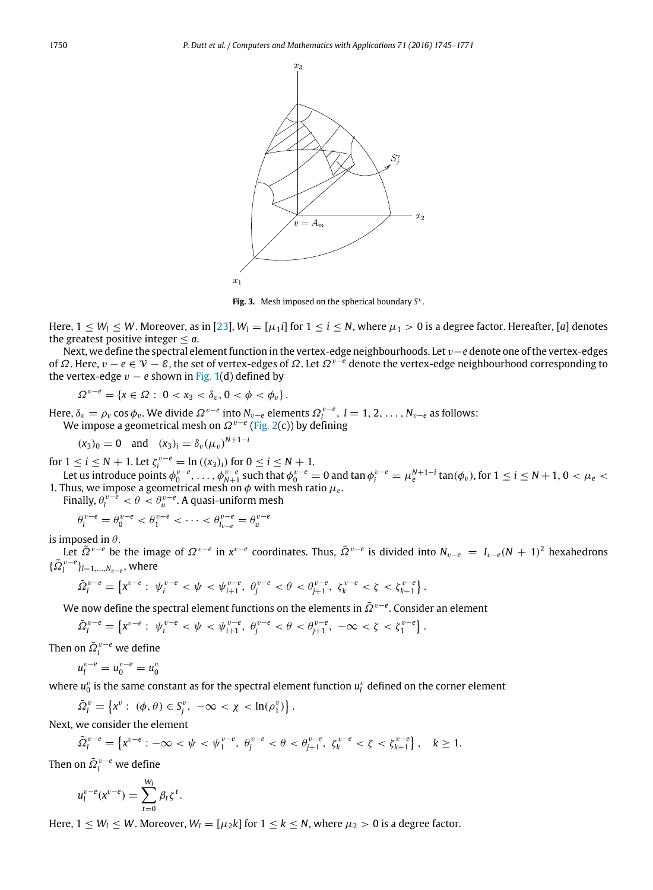Fig. 3. Mesh imposed on the spherical boundary $S^v$.

Here, $1 \le W_l \le W$. Moreover, as in [23], $W_l = [\mu_1 i]$ for $1 \le i \le N$, where $\mu_1 > 0$ is a degree factor. Hereafter, $[a]$ denotes the greatest positive integer $\le a$.

Next, we define the spectral element function in the vertex-edge neighbourhoods. Let $v-e$ denote one of the vertex-edges of $\Omega$. Here, $v - e \in \mathcal{V} - \mathcal{E}$, the set of vertex-edges of $\Omega$. Let $\Omega^{v-e}$ denote the vertex-edge neighbourhood corresponding to the vertex-edge $v - e$ shown in Fig. 1(d) defined by

$$\Omega^{v-e} = \{x \in \Omega :\ 0 < x_3 < \delta_v, 0 < \phi < \phi_v\}.$$

Here, $\delta_v = \rho_v \cos\phi_v$. We divide $\Omega^{v-e}$ into $N_{v-e}$ elements $\Omega_l^{v-e}$, $l = 1, 2, \ldots, N_{v-e}$ as follows:

We impose a geometrical mesh on $\Omega^{v-e}$ (Fig. 2(c)) by defining

$$(x_3)_0 = 0 \quad \text{and} \quad (x_3)_i = \delta_v(\mu_v)^{N+1-i}$$

for $1 \le i \le N + 1$. Let $\zeta_i^{v-e} = \ln((x_3)_i)$ for $0 \le i \le N + 1$.

Let us introduce points $\phi_0^{v-e}, \ldots, \phi_{N+1}^{v-e}$ such that $\phi_0^{v-e} = 0$ and $\tan\phi_i^{v-e} = \mu_e^{N+1-i}\tan(\phi_v)$, for $1 \le i \le N+1$, $0 < \mu_e < 1$. Thus, we impose a geometrical mesh on $\phi$ with mesh ratio $\mu_e$.

Finally, $\theta_l^{v-e} < \theta < \theta_u^{v-e}$. A quasi-uniform mesh

$$\theta_l^{v-e} = \theta_0^{v-e} < \theta_1^{v-e} < \cdots < \theta_{I_{v-e}}^{v-e} = \theta_u^{v-e}$$

is imposed in $\theta$.

Let $\tilde{\Omega}^{v-e}$ be the image of $\Omega^{v-e}$ in $x^{v-e}$ coordinates. Thus, $\tilde{\Omega}^{v-e}$ is divided into $N_{v-e} = I_{v-e}(N+1)^2$ hexahedrons $\{\tilde{\Omega}_l^{v-e}\}_{l=1,\ldots,N_{v-e}}$, where

$$\tilde{\Omega}_l^{v-e} = \left\{x^{v-e} :\ \psi_i^{v-e} < \psi < \psi_{i+1}^{v-e},\ \theta_j^{v-e} < \theta < \theta_{j+1}^{v-e},\ \zeta_k^{v-e} < \zeta < \zeta_{k+1}^{v-e}\right\}.$$

We now define the spectral element functions on the elements in $\tilde{\Omega}^{v-e}$. Consider an element

$$\tilde{\Omega}_l^{v-e} = \left\{x^{v-e} :\ \psi_i^{v-e} < \psi < \psi_{i+1}^{v-e},\ \theta_j^{v-e} < \theta < \theta_{j+1}^{v-e},\ -\infty < \zeta < \zeta_1^{v-e}\right\}.$$

Then on $\tilde{\Omega}_l^{v-e}$ we define

$$u_l^{v-e} = u_0^{v-e} = u_0^v$$

where $u_0^v$ is the same constant as for the spectral element function $u_l^v$ defined on the corner element

$$\tilde{\Omega}_l^v = \left\{x^v :\ (\phi,\theta) \in S_j^v,\ -\infty < \chi < \ln(\rho_1^v)\right\}.$$

Next, we consider the element

$$\tilde{\Omega}_l^{v-e} = \left\{x^{v-e} : -\infty < \psi < \psi_1^{v-e},\ \theta_j^{v-e} < \theta < \theta_{j+1}^{v-e},\ \zeta_k^{v-e} < \zeta < \zeta_{k+1}^{v-e}\right\}, \quad k \ge 1.$$

Then on $\tilde{\Omega}_l^{v-e}$ we define

$$u_l^{v-e}(x^{v-e}) = \sum_{t=0}^{W_l} \beta_t \zeta^t.$$

Here, $1 \le W_l \le W$. Moreover, $W_l = [\mu_2 k]$ for $1 \le k \le N$, where $\mu_2 > 0$ is a degree factor.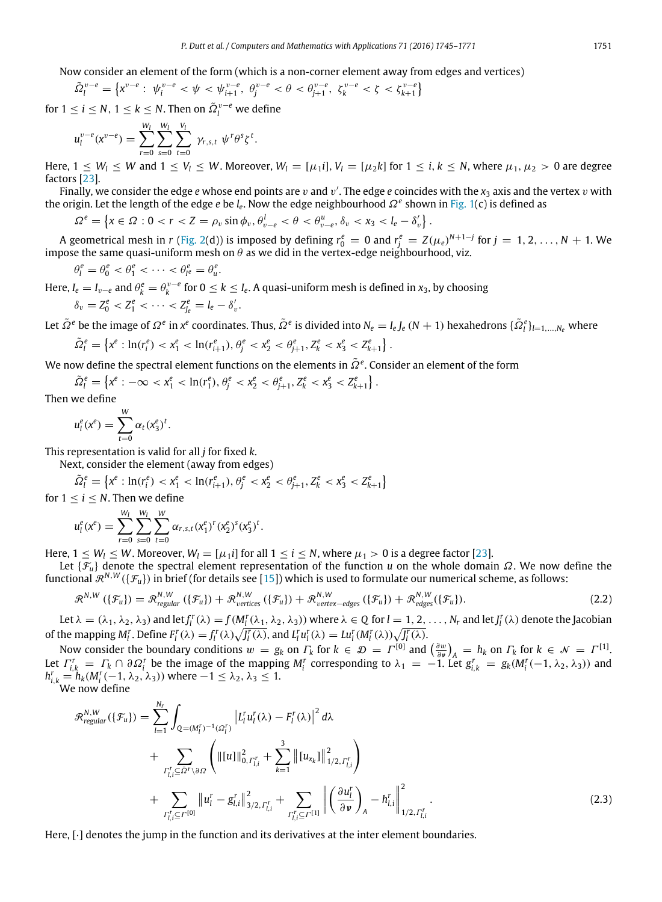Now consider an element of the form (which is a non-corner element away from edges and vertices)

$$\tilde{\Omega}_l^{v-e} = \left\{ x^{v-e} : \; \psi_i^{v-e} < \psi < \psi_{i+1}^{v-e}, \; \theta_j^{v-e} < \theta < \theta_{j+1}^{v-e}, \; \zeta_k^{v-e} < \zeta < \zeta_{k+1}^{v-e} \right\}$$

for $1 \le i \le N$, $1 \le k \le N$. Then on $\tilde{\Omega}_l^{v-e}$ we define

$$u_l^{v-e}(x^{v-e}) = \sum_{r=0}^{W_l} \sum_{s=0}^{W_l} \sum_{t=0}^{V_l} \; \gamma_{r,s,t} \; \psi^r \theta^s \zeta^t.$$

Here, $1 \le W_l \le W$ and $1 \le V_l \le W$. Moreover, $W_l = [\mu_1 i]$, $V_l = [\mu_2 k]$ for $1 \le i, k \le N$, where $\mu_1, \mu_2 > 0$ are degree factors [23].

Finally, we consider the edge $e$ whose end points are $v$ and $v'$. The edge $e$ coincides with the $x_3$ axis and the vertex $v$ with the origin. Let the length of the edge $e$ be $l_e$. Now the edge neighbourhood $\Omega^e$ shown in Fig. 1(c) is defined as

$$\Omega^e = \left\{ x \in \Omega : 0 < r < Z = \rho_v \sin \phi_v, \theta_{v-e}^l < \theta < \theta_{v-e}^u, \delta_v < x_3 < l_e - \delta_v' \right\}.$$

A geometrical mesh in $r$ (Fig. 2(d)) is imposed by defining $r_0^e = 0$ and $r_j^e = Z(\mu_e)^{N+1-j}$ for $j = 1, 2, \ldots, N+1$. We impose the same quasi-uniform mesh on $\theta$ as we did in the vertex-edge neighbourhood, viz.

$$\theta_l^e = \theta_0^e < \theta_1^e < \cdots < \theta_{I^e}^e = \theta_u^e.$$

Here, $I_e = I_{v-e}$ and $\theta_k^e = \theta_k^{v-e}$ for $0 \le k \le I_e$. A quasi-uniform mesh is defined in $x_3$, by choosing

$$\delta_v = Z_0^e < Z_1^e < \cdots < Z_{J_e}^e = l_e - \delta_v'.$$

Let $\tilde{\Omega}^e$ be the image of $\Omega^e$ in $x^e$ coordinates. Thus, $\tilde{\Omega}^e$ is divided into $N_e = I_e J_e (N+1)$ hexahedrons $\{\tilde{\Omega}_l^e\}_{l=1,\ldots,N_e}$ where

$$\tilde{\Omega}_l^e = \left\{ x^e : \ln(r_i^e) < x_1^e < \ln(r_{i+1}^e), \theta_j^e < x_2^e < \theta_{j+1}^e, Z_k^e < x_3^e < Z_{k+1}^e \right\}.$$

We now define the spectral element functions on the elements in $\tilde{\Omega}^e$. Consider an element of the form

$$\tilde{\Omega}_l^e = \left\{ x^e : -\infty < x_1^e < \ln(r_1^e), \theta_j^e < x_2^e < \theta_{j+1}^e, Z_k^e < x_3^e < Z_{k+1}^e \right\}.$$

Then we define

$$u_l^e(x^e) = \sum_{t=0}^{W} \alpha_t (x_3^e)^t.$$

This representation is valid for all $j$ for fixed $k$.

Next, consider the element (away from edges)

$$\tilde{\Omega}_l^e = \left\{ x^e : \ln(r_i^e) < x_1^e < \ln(r_{i+1}^e), \theta_j^e < x_2^e < \theta_{j+1}^e, Z_k^e < x_3^e < Z_{k+1}^e \right\}$$

for $1 \le i \le N$. Then we define

$$u_l^e(x^e) = \sum_{r=0}^{W_l} \sum_{s=0}^{W_l} \sum_{t=0}^{W} \alpha_{r,s,t} (x_1^e)^r (x_2^e)^s (x_3^e)^t.$$

Here, $1 \le W_l \le W$. Moreover, $W_l = [\mu_1 i]$ for all $1 \le i \le N$, where $\mu_1 > 0$ is a degree factor [23].

Let $\{\mathcal{F}_u\}$ denote the spectral element representation of the function $u$ on the whole domain $\Omega$. We now define the functional $\mathcal{R}^{N,W}(\{\mathcal{F}_u\})$ in brief (for details see [15]) which is used to formulate our numerical scheme, as follows:

$$\mathcal{R}^{N,W}(\{\mathcal{F}_u\}) = \mathcal{R}^{N,W}_{regular}(\{\mathcal{F}_u\}) + \mathcal{R}^{N,W}_{vertices}(\{\mathcal{F}_u\}) + \mathcal{R}^{N,W}_{vertex-edges}(\{\mathcal{F}_u\}) + \mathcal{R}^{N,W}_{edges}(\{\mathcal{F}_u\}). \tag{2.2}$$

Let $\lambda = (\lambda_1, \lambda_2, \lambda_3)$ and let $f_l^r(\lambda) = f(M_l^r(\lambda_1, \lambda_2, \lambda_3))$ where $\lambda \in Q$ for $l = 1, 2, \ldots, N_r$ and let $J_l^r(\lambda)$ denote the Jacobian of the mapping $M_l^r$. Define $F_l^r(\lambda) = f_l^r(\lambda)\sqrt{J_l^r(\lambda)}$, and $L_l^r u_l^r(\lambda) = Lu_l^r(M_l^r(\lambda))\sqrt{J_l^r(\lambda)}$.

Now consider the boundary conditions $w = g_k$ on $\Gamma_k$ for $k \in \mathcal{D} = \Gamma^{[0]}$ and $\left(\frac{\partial w}{\partial \boldsymbol{\nu}}\right)_A = h_k$ on $\Gamma_k$ for $k \in \mathcal{N} = \Gamma^{[1]}$. Let $\Gamma_{i,k}^r = \Gamma_k \cap \partial\Omega_i^r$ be the image of the mapping $M_i^r$ corresponding to $\lambda_1 = -1$. Let $g_{i,k}^r = g_k(M_i^r(-1, \lambda_2, \lambda_3))$ and $h_{i,k}^r = h_k(M_i^r(-1, \lambda_2, \lambda_3))$ where $-1 \le \lambda_2, \lambda_3 \le 1$.

We now define

$$\begin{aligned}
\mathcal{R}^{N,W}_{regular}(\{\mathcal{F}_u\}) = & \sum_{l=1}^{N_r} \int_{Q=(M_l^r)^{-1}(\Omega_l^r)} \left| L_l^r u_l^r(\lambda) - F_l^r(\lambda) \right|^2 d\lambda \\
& + \sum_{\Gamma_{l,i}^r \subseteq \bar{\Omega}^r \setminus \partial\Omega} \left( \|[u]\|^2_{0,\Gamma_{l,i}^r} + \sum_{k=1}^{3} \|[u_{x_k}]\|^2_{1/2,\Gamma_{l,i}^r} \right) \\
& + \sum_{\Gamma_{l,i}^r \subseteq \Gamma^{[0]}} \left\| u_l^r - g_{l,i}^r \right\|^2_{3/2,\Gamma_{l,i}^r} + \sum_{\Gamma_{l,i}^r \subseteq \Gamma^{[1]}} \left\| \left( \frac{\partial u_l^r}{\partial \boldsymbol{\nu}} \right)_A - h_{l,i}^r \right\|^2_{1/2,\Gamma_{l,i}^r}.
\end{aligned} \tag{2.3}$$

Here, $[\cdot]$ denotes the jump in the function and its derivatives at the inter element boundaries.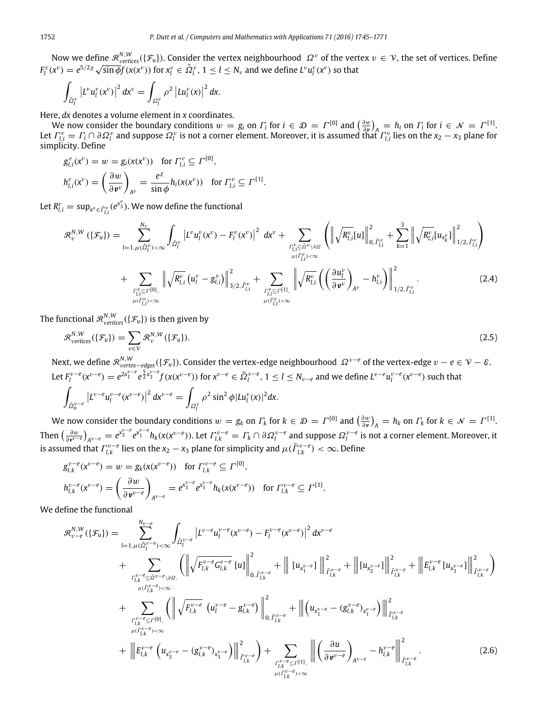Now we define $\mathcal{R}^{N,W}_{vertices}(\{\mathcal{F}_u\})$. Consider the vertex neighbourhood $\Omega^v$ of the vertex $v \in \mathcal{V}$, the set of vertices. Define $F^v_l(x^v) = e^{5/2\chi}\sqrt{\sin\phi}f(x(x^v))$ for $x^v_l \in \tilde{\Omega}^v_l$, $1 \le l \le N_v$ and we define $L^v u^v_l(x^v)$ so that

$$\int_{\tilde{\Omega}^v_l} \left|L^v u^v_l(x^v)\right|^2 dx^v = \int_{\Omega^v_l} \rho^2 \left|Lu^v_l(x)\right|^2 dx.$$

Here, $dx$ denotes a volume element in $x$ coordinates.

We now consider the boundary conditions $w = g_i$ on $\Gamma_i$ for $i \in \mathcal{D} = \Gamma^{[0]}$ and $\left(\frac{\partial w}{\partial \boldsymbol{\nu}}\right)_A = h_i$ on $\Gamma_i$ for $i \in \mathcal{N} = \Gamma^{[1]}$. Let $\Gamma^v_{l,i} = \Gamma_i \cap \partial\Omega^v_l$ and suppose $\Omega^v_l$ is not a corner element. Moreover, it is assumed that $\Gamma^v_{l,i}$ lies on the $x_2 - x_3$ plane for simplicity. Define

$$g^v_{l,i}(x^v) = w = g_i(x(x^v)) \quad \text{for } \Gamma^v_{l,i} \subseteq \Gamma^{[0]},$$

$$h^v_{l,i}(x^v) = \left(\frac{\partial w}{\partial \boldsymbol{\nu}^v}\right)_{A^v} = \frac{e^{\chi}}{\sin\phi} h_i(x(x^v)) \quad \text{for } \Gamma^v_{l,i} \subseteq \Gamma^{[1]}.$$

Let $R^v_{l,i} = \sup_{x^v \in \tilde{\Gamma}^v_{l,i}}(e^{x^v_3})$. We now define the functional

$$\begin{aligned}
\mathcal{R}^{N,W}_v(\{\mathcal{F}_u\}) = & \sum_{l=1,\mu(\tilde{\Omega}^v_l)<\infty}^{N_v} \int_{\tilde{\Omega}^v_l} \left|L^v u^v_l(x^v) - F^v_l(x^v)\right|^2 dx^v + \sum_{\substack{\Gamma^v_{l,i} \subseteq \bar{\Omega}^v \setminus \partial\Omega \\ \mu(\tilde{\Gamma}^v_{l,i})<\infty}} \left( \left\| \sqrt{R^v_{l,i}}[u] \right\|^2_{0,\tilde{\Gamma}^v_{l,i}} + \sum_{k=1}^3 \left\| \sqrt{R^v_{l,i}}[u_{x^v_k}] \right\|^2_{1/2,\tilde{\Gamma}^v_{l,i}} \right) \\
& + \sum_{\substack{\Gamma^v_{l,i} \subseteq \Gamma^{[0]}, \\ \mu(\tilde{\Gamma}^v_{l,i})<\infty}} \left\| \sqrt{R^v_{l,i}} \left(u^v_l - g^v_{l,i}\right) \right\|^2_{3/2,\tilde{\Gamma}^v_{l,i}} + \sum_{\substack{\Gamma^v_{l,i} \subseteq \Gamma^{[1]}, \\ \mu(\tilde{\Gamma}^v_{l,i})<\infty}} \left\| \sqrt{R^v_{l,i}} \left( \left(\frac{\partial u^v_l}{\partial \boldsymbol{\nu}^v}\right)_{A^v} - h^v_{l,i} \right) \right\|^2_{1/2,\tilde{\Gamma}^v_{l,i}}.
\end{aligned} \tag{2.4}$$

The functional $\mathcal{R}^{N,W}_{vertices}(\{\mathcal{F}_u\})$ is then given by

$$\mathcal{R}^{N,W}_{vertices}(\{\mathcal{F}_u\}) = \sum_{v \in \mathcal{V}} \mathcal{R}^{N,W}_v(\{\mathcal{F}_u\}). \tag{2.5}$$

Next, we define $\mathcal{R}^{N,W}_{vertex-edges}(\{\mathcal{F}_u\})$. Consider the vertex-edge neighbourhood $\Omega^{v-e}$ of the vertex-edge $v - e \in \mathcal{V} - \mathcal{E}$. Let $F^{v-e}_l(x^{v-e}) = e^{2x^{v-e}_1} e^{\frac{5}{2}x^{v-e}_3} f(x(x^{v-e}))$ for $x^{v-e} \in \tilde{\Omega}^{v-e}_l$, $1 \le l \le N_{v-e}$ and we define $L^{v-e}u^{v-e}_l(x^{v-e})$ such that

$$\int_{\tilde{\Omega}^{v-e}_n} \left|L^{v-e}u^{v-e}_l(x^{v-e})\right|^2 dx^{v-e} = \int_{\Omega^v_l} \rho^2 \sin^2\phi |Lu^v_l(x)|^2 dx.$$

We now consider the boundary conditions $w = g_k$ on $\Gamma_k$ for $k \in \mathcal{D} = \Gamma^{[0]}$ and $\left(\frac{\partial w}{\partial \boldsymbol{\nu}}\right)_A = h_k$ on $\Gamma_k$ for $k \in \mathcal{N} = \Gamma^{[1]}$. Then $\left(\frac{\partial w}{\partial \boldsymbol{\nu}^{v-e}}\right)_{A^{v-e}} = e^{x^{v-e}_3} e^{x^{v-e}_1} h_k(x(x^{v-e}))$. Let $\Gamma^{v-e}_{l,k} = \Gamma_k \cap \partial\Omega^{v-e}_l$ and suppose $\Omega^{v-e}_l$ is not a corner element. Moreover, it is assumed that $\Gamma^{v-e}_{l,k}$ lies on the $x_2 - x_3$ plane for simplicity and $\mu(\tilde{\Gamma}^{v-e}_{l,k}) < \infty$. Define

$$g^{v-e}_{l,k}(x^{v-e}) = w = g_k(x(x^{v-e})) \quad \text{for } \Gamma^{v-e}_{l,k} \subseteq \Gamma^{[0]},$$

$$h^{v-e}_{l,k}(x^{v-e}) = \left(\frac{\partial w}{\partial \boldsymbol{\nu}^{v-e}}\right)_{A^{v-e}} = e^{x^{v-e}_3} e^{x^{v-e}_1} h_k(x(x^{v-e})) \quad \text{for } \Gamma^{v-e}_{l,k} \subseteq \Gamma^{[1]}.$$

We define the functional

$$\begin{aligned}
\mathcal{R}^{N,W}_{v-e}(\{\mathcal{F}_u\}) = & \sum_{l=1,\mu(\tilde{\Omega}^{v-e}_l)<\infty}^{N_{v-e}} \int_{\tilde{\Omega}^{v-e}_l} \left|L^{v-e}u^{v-e}_l(x^{v-e}) - F^{v-e}_l(x^{v-e})\right|^2 dx^{v-e} \\
& + \sum_{\substack{\Gamma^{v-e}_{l,k} \subseteq \bar{\Omega}^{v-e} \setminus \partial\Omega, \\ \mu(\tilde{\Gamma}^{v-e}_{l,k})<\infty}} \left( \left\| \sqrt{F^{v-e}_{l,k} G^{v-e}_{l,k}}\, [u] \right\|^2_{0,\tilde{\Gamma}^{v-e}_{l,k}} + \left\| [u_{x^{v-e}_1}] \right\|^2_{\tilde{\Gamma}^{v-e}_{l,k}} + \left\| [u_{x^{v-e}_2}] \right\|^2_{\tilde{\Gamma}^{v-e}_{l,k}} + \left\| E^{v-e}_{l,k}\, [u_{x^{v-e}_3}] \right\|^2_{\tilde{\Gamma}^{v-e}_{l,k}} \right) \\
& + \sum_{\substack{\Gamma^{v-e}_{l,k} \subseteq \Gamma^{[0]}, \\ \mu(\tilde{\Gamma}^{v-e}_{l,k})<\infty}} \left( \left\| \sqrt{F^{v-e}_{l,k}} \left(u^{v-e}_l - g^{v-e}_{l,k}\right) \right\|^2_{0,\tilde{\Gamma}^{v-e}_{l,k}} + \left\| \left(u_{x^{v-e}_1} - (g^{v-e}_{l,k})_{x^{v-e}_1}\right) \right\|^2_{\tilde{\Gamma}^{v-e}_{l,k}} \right. \\
& \left. + \left\| E^{v-e}_{l,k} \left(u_{x^{v-e}_3} - (g^{v-e}_{l,k})_{x^{v-e}_3}\right) \right\|^2_{\tilde{\Gamma}^{v-e}_{l,k}} \right) + \sum_{\substack{\Gamma^{v-e}_{l,k} \subseteq \Gamma^{[1]}, \\ \mu(\tilde{\Gamma}^{v-e}_{l,k})<\infty}} \left\| \left(\frac{\partial u}{\partial \boldsymbol{\nu}^{v-e}}\right)_{A^{v-e}} - h^{v-e}_{l,k} \right\|^2_{\tilde{\Gamma}^{v-e}_{l,k}}.
\end{aligned} \tag{2.6}$$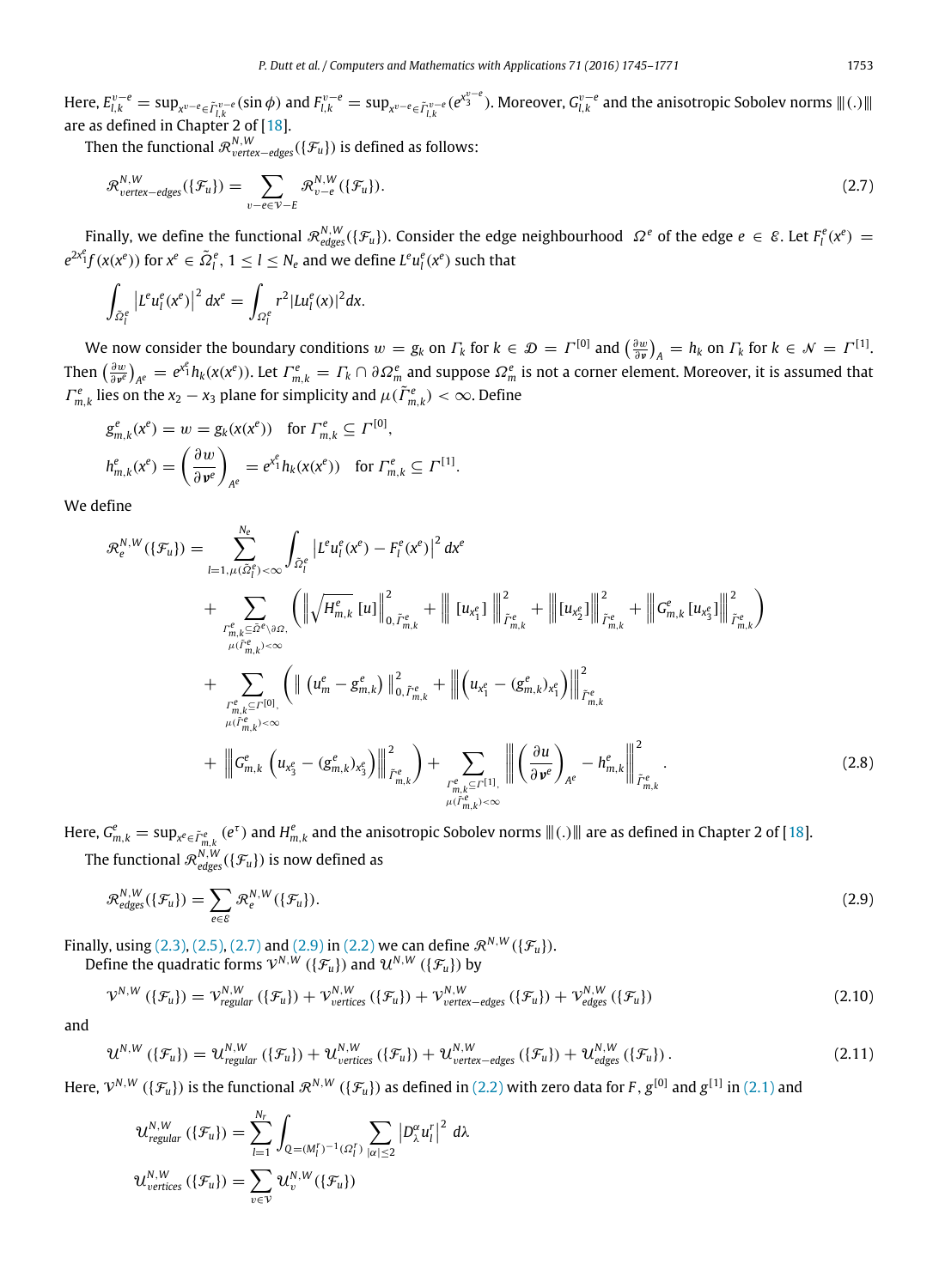Here, $E_{l,k}^{v-e} = \sup_{x^{v-e} \in \tilde{\Gamma}_{l,k}^{v-e}} (\sin\phi)$ and $F_{l,k}^{v-e} = \sup_{x^{v-e} \in \tilde{\Gamma}_{l,k}^{v-e}} (e^{x_3^{v-e}})$. Moreover, $G_{l,k}^{v-e}$ and the anisotropic Sobolev norms $|||(.)|||$ are as defined in Chapter 2 of [18].

Then the functional $\mathcal{R}_{vertex-edges}^{N,W}(\{\mathcal{F}_u\})$ is defined as follows:

$$\mathcal{R}_{vertex-edges}^{N,W}(\{\mathcal{F}_u\}) = \sum_{v-e \in \mathcal{V}-E} \mathcal{R}_{v-e}^{N,W}(\{\mathcal{F}_u\}). \tag{2.7}$$

Finally, we define the functional $\mathcal{R}_{edges}^{N,W}(\{\mathcal{F}_u\})$. Consider the edge neighbourhood $\Omega^e$ of the edge $e \in \mathcal{E}$. Let $F_l^e(x^e) = e^{2x_1^e} f(x(x^e))$ for $x^e \in \tilde{\Omega}_l^e$, $1 \le l \le N_e$ and we define $L^e u_l^e(x^e)$ such that

$$\int_{\tilde{\Omega}_l^e} \left|L^e u_l^e(x^e)\right|^2 dx^e = \int_{\Omega_l^e} r^2 |L u_l^e(x)|^2 dx.$$

We now consider the boundary conditions $w = g_k$ on $\Gamma_k$ for $k \in \mathcal{D} = \Gamma^{[0]}$ and $\left(\frac{\partial w}{\partial \boldsymbol{\nu}}\right)_A = h_k$ on $\Gamma_k$ for $k \in \mathcal{N} = \Gamma^{[1]}$. Then $\left(\frac{\partial w}{\partial \boldsymbol{\nu}^e}\right)_{A^e} = e^{x_1^e} h_k(x(x^e))$. Let $\Gamma_{m,k}^e = \Gamma_k \cap \partial\Omega_m^e$ and suppose $\Omega_m^e$ is not a corner element. Moreover, it is assumed that $\Gamma_{m,k}^e$ lies on the $x_2 - x_3$ plane for simplicity and $\mu(\tilde{\Gamma}_{m,k}^e) < \infty$. Define

$$g_{m,k}^e(x^e) = w = g_k(x(x^e)) \quad \text{for } \Gamma_{m,k}^e \subseteq \Gamma^{[0]},$$
$$h_{m,k}^e(x^e) = \left(\frac{\partial w}{\partial \boldsymbol{\nu}^e}\right)_{A^e} = e^{x_1^e} h_k(x(x^e)) \quad \text{for } \Gamma_{m,k}^e \subseteq \Gamma^{[1]}.$$

We define

$$\begin{aligned}
\mathcal{R}_e^{N,W}(\{\mathcal{F}_u\}) &= \sum_{l=1,\, \mu(\tilde{\Omega}_l^e)<\infty}^{N_e} \int_{\tilde{\Omega}_l^e} \left|L^e u_l^e(x^e) - F_l^e(x^e)\right|^2 dx^e \\
&\quad + \sum_{\substack{\Gamma_{m,k}^e \subseteq \bar{\Omega}^e \setminus \partial\Omega, \\ \mu(\tilde{\Gamma}_{m,k}^e)<\infty}} \left( \left\| \sqrt{H_{m,k}^e}\,[u] \right\|_{0,\tilde{\Gamma}_{m,k}^e}^2 + \left\| [u_{x_1^e}] \right\|_{\tilde{\Gamma}_{m,k}^e}^2 + \left|\left|\left| [u_{x_2^e}] \right|\right|\right|_{\tilde{\Gamma}_{m,k}^e}^2 + \left|\left|\left| G_{m,k}^e\,[u_{x_3^e}] \right|\right|\right|_{\tilde{\Gamma}_{m,k}^e}^2 \right) \\
&\quad + \sum_{\substack{\Gamma_{m,k}^e \subseteq \Gamma^{[0]}, \\ \mu(\tilde{\Gamma}_{m,k}^e)<\infty}} \left( \left\| \left(u_m^e - g_{m,k}^e\right) \right\|_{0,\tilde{\Gamma}_{m,k}^e}^2 + \left|\left|\left| \left(u_{x_1^e} - (g_{m,k}^e)_{x_1^e}\right) \right|\right|\right|_{\tilde{\Gamma}_{m,k}^e}^2 \right. \\
&\quad \left. + \left|\left|\left| G_{m,k}^e \left(u_{x_3^e} - (g_{m,k}^e)_{x_3^e}\right) \right|\right|\right|_{\tilde{\Gamma}_{m,k}^e}^2 \right) + \sum_{\substack{\Gamma_{m,k}^e \subseteq \Gamma^{[1]}, \\ \mu(\tilde{\Gamma}_{m,k}^e)<\infty}} \left|\left|\left| \left(\frac{\partial u}{\partial \boldsymbol{\nu}^e}\right)_{A^e} - h_{m,k}^e \right|\right|\right|_{\tilde{\Gamma}_{m,k}^e}^2.
\end{aligned} \tag{2.8}$$

Here, $G_{m,k}^e = \sup_{x^e \in \tilde{\Gamma}_{m,k}^e} (e^{\tau})$ and $H_{m,k}^e$ and the anisotropic Sobolev norms $|||(.)|||$ are as defined in Chapter 2 of [18].

The functional $\mathcal{R}_{edges}^{N,W}(\{\mathcal{F}_u\})$ is now defined as

$$\mathcal{R}_{edges}^{N,W}(\{\mathcal{F}_u\}) = \sum_{e \in \mathcal{E}} \mathcal{R}_e^{N,W}(\{\mathcal{F}_u\}). \tag{2.9}$$

Finally, using (2.3), (2.5), (2.7) and (2.9) in (2.2) we can define $\mathcal{R}^{N,W}(\{\mathcal{F}_u\})$.

Define the quadratic forms $\mathcal{V}^{N,W}(\{\mathcal{F}_u\})$ and $\mathcal{U}^{N,W}(\{\mathcal{F}_u\})$ by

$$\mathcal{V}^{N,W}(\{\mathcal{F}_u\}) = \mathcal{V}_{regular}^{N,W}(\{\mathcal{F}_u\}) + \mathcal{V}_{vertices}^{N,W}(\{\mathcal{F}_u\}) + \mathcal{V}_{vertex-edges}^{N,W}(\{\mathcal{F}_u\}) + \mathcal{V}_{edges}^{N,W}(\{\mathcal{F}_u\}) \tag{2.10}$$

and

$$\mathcal{U}^{N,W}(\{\mathcal{F}_u\}) = \mathcal{U}_{regular}^{N,W}(\{\mathcal{F}_u\}) + \mathcal{U}_{vertices}^{N,W}(\{\mathcal{F}_u\}) + \mathcal{U}_{vertex-edges}^{N,W}(\{\mathcal{F}_u\}) + \mathcal{U}_{edges}^{N,W}(\{\mathcal{F}_u\}). \tag{2.11}$$

Here, $\mathcal{V}^{N,W}(\{\mathcal{F}_u\})$ is the functional $\mathcal{R}^{N,W}(\{\mathcal{F}_u\})$ as defined in (2.2) with zero data for $F$, $g^{[0]}$ and $g^{[1]}$ in (2.1) and

$$\mathcal{U}_{regular}^{N,W}(\{\mathcal{F}_u\}) = \sum_{l=1}^{N_r} \int_{Q=(M_l^r)^{-1}(\Omega_l^r)} \sum_{|\alpha|\le 2} \left|D_\lambda^\alpha u_l^r\right|^2 d\lambda$$

$$\mathcal{U}_{vertices}^{N,W}(\{\mathcal{F}_u\}) = \sum_{v \in \mathcal{V}} \mathcal{U}_v^{N,W}(\{\mathcal{F}_u\})$$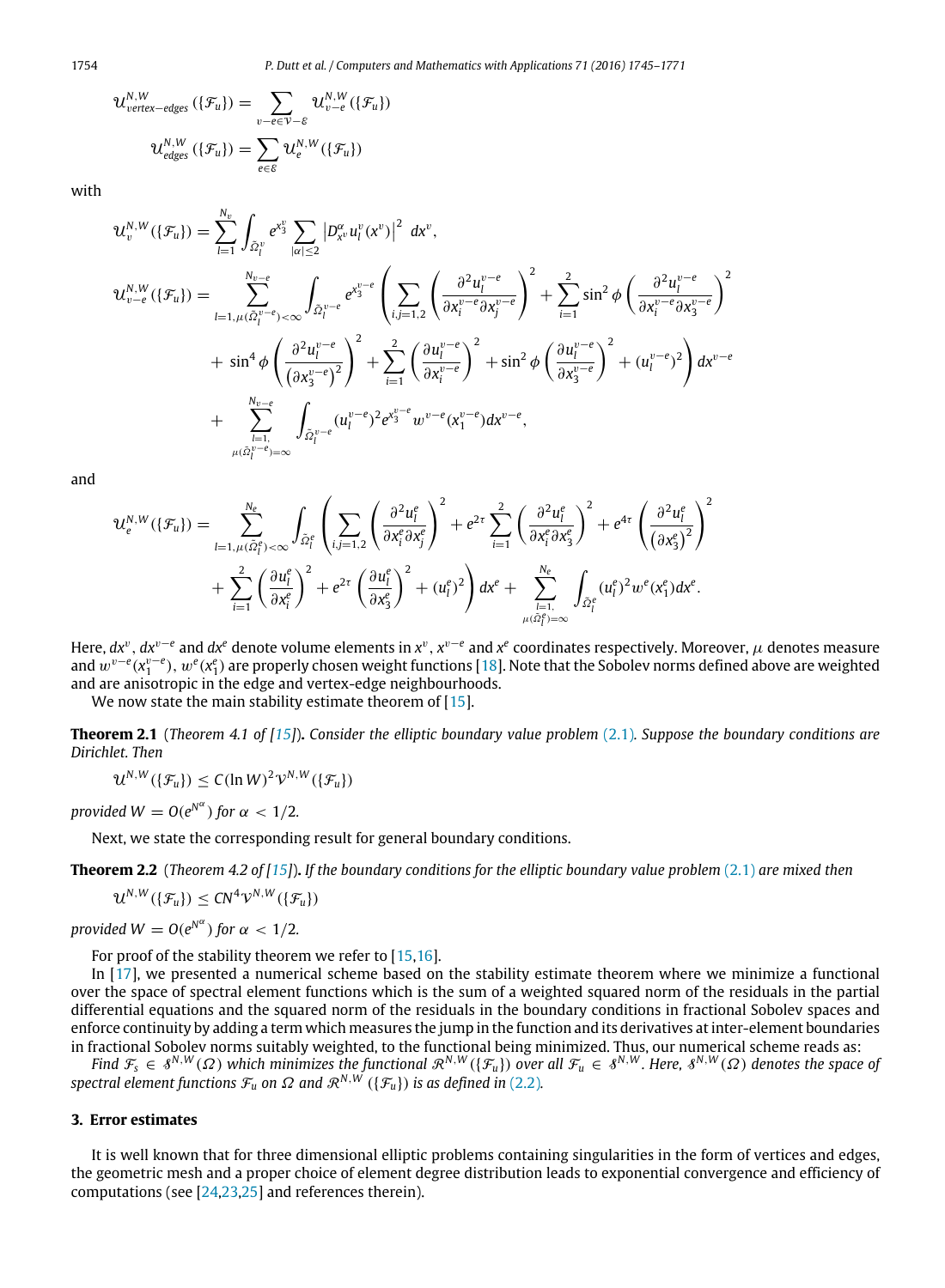$$\mathcal{U}^{N,W}_{vertex-edges}(\{\mathcal{F}_u\}) = \sum_{v-e\in\mathcal{V}-\mathcal{E}} \mathcal{U}^{N,W}_{v-e}(\{\mathcal{F}_u\})$$

$$\mathcal{U}^{N,W}_{edges}(\{\mathcal{F}_u\}) = \sum_{e\in\mathcal{E}} \mathcal{U}^{N,W}_{e}(\{\mathcal{F}_u\})$$

with

$$\mathcal{U}^{N,W}_{v}(\{\mathcal{F}_u\}) = \sum_{l=1}^{N_v} \int_{\tilde{\Omega}^v_l} e^{x_3^v} \sum_{|\alpha|\le 2} \left| D^\alpha_{x^v} u^v_l(x^v)\right|^2 \, dx^v,$$

$$\begin{aligned}
\mathcal{U}^{N,W}_{v-e}(\{\mathcal{F}_u\}) = &\sum_{l=1,\mu(\tilde{\Omega}^{v-e}_l)<\infty}^{N_{v-e}} \int_{\tilde{\Omega}^{v-e}_l} e^{x_3^{v-e}} \left( \sum_{i,j=1,2} \left(\frac{\partial^2 u_l^{v-e}}{\partial x_i^{v-e}\partial x_j^{v-e}}\right)^2 + \sum_{i=1}^{2} \sin^2\phi \left(\frac{\partial^2 u_l^{v-e}}{\partial x_i^{v-e}\partial x_3^{v-e}}\right)^2 \right. \\
&\left. + \sin^4\phi \left(\frac{\partial^2 u_l^{v-e}}{(\partial x_3^{v-e})^2}\right)^2 + \sum_{i=1}^{2}\left(\frac{\partial u_l^{v-e}}{\partial x_i^{v-e}}\right)^2 + \sin^2\phi\left(\frac{\partial u_l^{v-e}}{\partial x_3^{v-e}}\right)^2 + (u_l^{v-e})^2\right) dx^{v-e} \\
&+ \sum_{\substack{l=1,\\ \mu(\tilde{\Omega}^{v-e}_l)=\infty}}^{N_{v-e}} \int_{\tilde{\Omega}^{v-e}_l} (u_l^{v-e})^2 e^{x_3^{v-e}} w^{v-e}(x_1^{v-e}) dx^{v-e},
\end{aligned}$$

and

$$\begin{aligned}
\mathcal{U}^{N,W}_{e}(\{\mathcal{F}_u\}) = &\sum_{l=1,\mu(\tilde{\Omega}^{e}_l)<\infty}^{N_e} \int_{\tilde{\Omega}^e_l} \left( \sum_{i,j=1,2}\left(\frac{\partial^2 u_l^e}{\partial x_i^e \partial x_j^e}\right)^2 + e^{2\tau}\sum_{i=1}^{2}\left(\frac{\partial^2 u_l^e}{\partial x_i^e\partial x_3^e}\right)^2 + e^{4\tau}\left(\frac{\partial^2 u_l^e}{(\partial x_3^e)^2}\right)^2 \right. \\
&\left. + \sum_{i=1}^{2}\left(\frac{\partial u_l^e}{\partial x_i^e}\right)^2 + e^{2\tau}\left(\frac{\partial u_l^e}{\partial x_3^e}\right)^2 + (u_l^e)^2\right) dx^e + \sum_{\substack{l=1,\\ \mu(\tilde{\Omega}^e_l)=\infty}}^{N_e} \int_{\tilde{\Omega}^e_l} (u_l^e)^2 w^e(x_1^e) dx^e.
\end{aligned}$$

Here, $dx^v$, $dx^{v-e}$ and $dx^e$ denote volume elements in $x^v$, $x^{v-e}$ and $x^e$ coordinates respectively. Moreover, $\mu$ denotes measure and $w^{v-e}(x_1^{v-e})$, $w^e(x_1^e)$ are properly chosen weight functions [18]. Note that the Sobolev norms defined above are weighted and are anisotropic in the edge and vertex-edge neighbourhoods.

We now state the main stability estimate theorem of [15].

**Theorem 2.1** (*Theorem 4.1 of [15]*)**.** *Consider the elliptic boundary value problem (2.1). Suppose the boundary conditions are Dirichlet. Then*

$$\mathcal{U}^{N,W}(\{\mathcal{F}_u\}) \le C(\ln W)^2 \mathcal{V}^{N,W}(\{\mathcal{F}_u\})$$

*provided $W = O(e^{N^\alpha})$ for $\alpha < 1/2$.*

Next, we state the corresponding result for general boundary conditions.

**Theorem 2.2** (*Theorem 4.2 of [15]*)**.** *If the boundary conditions for the elliptic boundary value problem (2.1) are mixed then*

$$\mathcal{U}^{N,W}(\{\mathcal{F}_u\}) \le CN^4 \mathcal{V}^{N,W}(\{\mathcal{F}_u\})$$

*provided $W = O(e^{N^\alpha})$ for $\alpha < 1/2$.*

For proof of the stability theorem we refer to [15,16].

In [17], we presented a numerical scheme based on the stability estimate theorem where we minimize a functional over the space of spectral element functions which is the sum of a weighted squared norm of the residuals in the partial differential equations and the squared norm of the residuals in the boundary conditions in fractional Sobolev spaces and enforce continuity by adding a term which measures the jump in the function and its derivatives at inter-element boundaries in fractional Sobolev norms suitably weighted, to the functional being minimized. Thus, our numerical scheme reads as:

*Find $\mathcal{F}_s \in \mathcal{S}^{N,W}(\Omega)$ which minimizes the functional $\mathcal{R}^{N,W}(\{\mathcal{F}_u\})$ over all $\mathcal{F}_u \in \mathcal{S}^{N,W}$. Here, $\mathcal{S}^{N,W}(\Omega)$ denotes the space of spectral element functions $\mathcal{F}_u$ on $\Omega$ and $\mathcal{R}^{N,W}(\{\mathcal{F}_u\})$ is as defined in (2.2).*

## 3. Error estimates

It is well known that for three dimensional elliptic problems containing singularities in the form of vertices and edges, the geometric mesh and a proper choice of element degree distribution leads to exponential convergence and efficiency of computations (see [24,23,25] and references therein).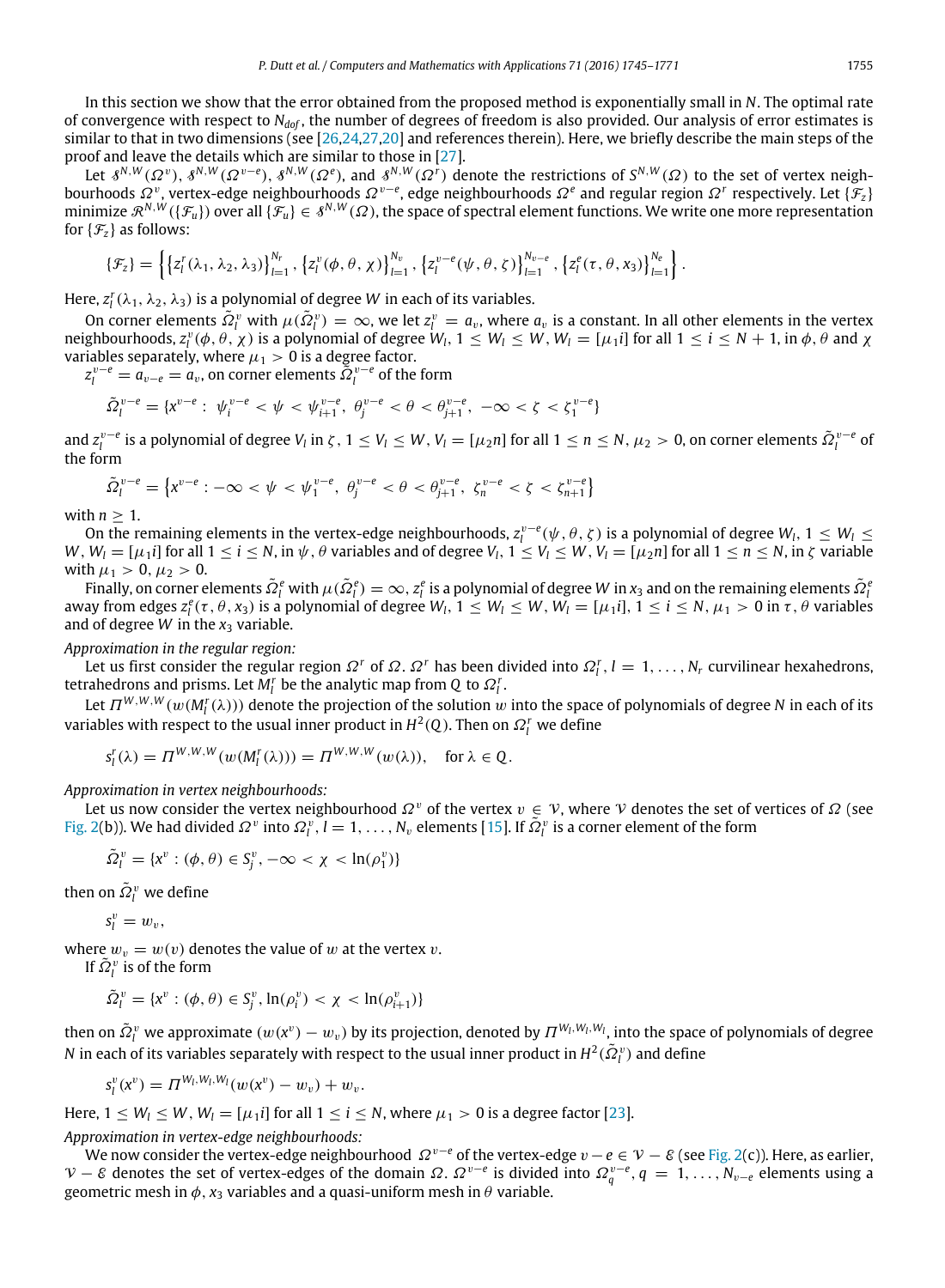In this section we show that the error obtained from the proposed method is exponentially small in $N$. The optimal rate of convergence with respect to $N_{dof}$, the number of degrees of freedom is also provided. Our analysis of error estimates is similar to that in two dimensions (see [26,24,27,20] and references therein). Here, we briefly describe the main steps of the proof and leave the details which are similar to those in [27].

Let $\mathcal{S}^{N,W}(\Omega^v)$, $\mathcal{S}^{N,W}(\Omega^{v-e})$, $\mathcal{S}^{N,W}(\Omega^e)$, and $\mathcal{S}^{N,W}(\Omega^r)$ denote the restrictions of $\mathcal{S}^{N,W}(\Omega)$ to the set of vertex neighbourhoods $\Omega^v$, vertex-edge neighbourhoods $\Omega^{v-e}$, edge neighbourhoods $\Omega^e$ and regular region $\Omega^r$ respectively. Let $\{\mathcal{F}_z\}$ minimize $\mathcal{R}^{N,W}(\{\mathcal{F}_u\})$ over all $\{\mathcal{F}_u\} \in \mathcal{S}^{N,W}(\Omega)$, the space of spectral element functions. We write one more representation for $\{\mathcal{F}_z\}$ as follows:

$$\{\mathcal{F}_z\} = \left\{ \left\{z_l^r(\lambda_1, \lambda_2, \lambda_3)\right\}_{l=1}^{N_r}, \left\{z_l^v(\phi, \theta, \chi)\right\}_{l=1}^{N_v}, \left\{z_l^{v-e}(\psi, \theta, \zeta)\right\}_{l=1}^{N_{v-e}}, \left\{z_l^e(\tau, \theta, x_3)\right\}_{l=1}^{N_e} \right\}.$$

Here, $z_l^r(\lambda_1, \lambda_2, \lambda_3)$ is a polynomial of degree $W$ in each of its variables.

On corner elements $\tilde{\Omega}_l^v$ with $\mu(\tilde{\Omega}_l^v) = \infty$, we let $z_l^v = a_v$, where $a_v$ is a constant. In all other elements in the vertex neighbourhoods, $z_l^v(\phi, \theta, \chi)$ is a polynomial of degree $W_l$, $1 \le W_l \le W$, $W_l = [\mu_1 i]$ for all $1 \le i \le N+1$, in $\phi$, $\theta$ and $\chi$ variables separately, where $\mu_1 > 0$ is a degree factor.

$z_l^{v-e} = a_{v-e} = a_v$, on corner elements $\tilde{\Omega}_l^{v-e}$ of the form

$$\tilde{\Omega}_l^{v-e} = \{x^{v-e} : \ \psi_i^{v-e} < \psi < \psi_{i+1}^{v-e}, \ \theta_j^{v-e} < \theta < \theta_{j+1}^{v-e}, \ -\infty < \zeta < \zeta_1^{v-e}\}$$

and $z_l^{v-e}$ is a polynomial of degree $V_l$ in $\zeta$, $1 \le V_l \le W$, $V_l = [\mu_2 n]$ for all $1 \le n \le N$, $\mu_2 > 0$, on corner elements $\tilde{\Omega}_l^{v-e}$ of the form

$$\tilde{\Omega}_l^{v-e} = \left\{x^{v-e} : -\infty < \psi < \psi_1^{v-e}, \ \theta_j^{v-e} < \theta < \theta_{j+1}^{v-e}, \ \zeta_n^{v-e} < \zeta < \zeta_{n+1}^{v-e}\right\}$$

with $n \ge 1$.

On the remaining elements in the vertex-edge neighbourhoods, $z_l^{v-e}(\psi, \theta, \zeta)$ is a polynomial of degree $W_l$, $1 \le W_l \le W$, $W_l = [\mu_1 i]$ for all $1 \le i \le N$, in $\psi$, $\theta$ variables and of degree $V_l$, $1 \le V_l \le W$, $V_l = [\mu_2 n]$ for all $1 \le n \le N$, in $\zeta$ variable with $\mu_1 > 0$, $\mu_2 > 0$.

Finally, on corner elements $\tilde{\Omega}_l^e$ with $\mu(\tilde{\Omega}_l^e) = \infty$, $z_l^e$ is a polynomial of degree $W$ in $x_3$ and on the remaining elements $\tilde{\Omega}_l^e$ away from edges $z_l^e(\tau, \theta, x_3)$ is a polynomial of degree $W_l$, $1 \le W_l \le W$, $W_l = [\mu_1 i]$, $1 \le i \le N$, $\mu_1 > 0$ in $\tau$, $\theta$ variables and of degree $W$ in the $x_3$ variable.

*Approximation in the regular region:*

Let us first consider the regular region $\Omega^r$ of $\Omega$. $\Omega^r$ has been divided into $\Omega_l^r$, $l = 1, \ldots, N_r$ curvilinear hexahedrons, tetrahedrons and prisms. Let $M_l^r$ be the analytic map from $Q$ to $\Omega_l^r$.

Let $\Pi^{W,W,W}(w(M_l^r(\lambda)))$ denote the projection of the solution $w$ into the space of polynomials of degree $N$ in each of its variables with respect to the usual inner product in $H^2(Q)$. Then on $\Omega_l^r$ we define

$$s_l^r(\lambda) = \Pi^{W,W,W}(w(M_l^r(\lambda))) = \Pi^{W,W,W}(w(\lambda)), \quad \text{for } \lambda \in Q.$$

*Approximation in vertex neighbourhoods:*

Let us now consider the vertex neighbourhood $\Omega^v$ of the vertex $v \in \mathcal{V}$, where $\mathcal{V}$ denotes the set of vertices of $\Omega$ (see Fig. 2(b)). We had divided $\Omega^v$ into $\Omega_l^v$, $l = 1, \ldots, N_v$ elements [15]. If $\tilde{\Omega}_l^v$ is a corner element of the form

$$\tilde{\Omega}_l^v = \{x^v : (\phi, \theta) \in S_j^v, -\infty < \chi < \ln(\rho_1^v)\}$$

then on $\tilde{\Omega}_l^v$ we define

$$s_l^v = w_v,$$

where $w_v = w(v)$ denotes the value of $w$ at the vertex $v$.

If $\tilde{\Omega}_l^v$ is of the form

$$\tilde{\Omega}_l^v = \{x^v : (\phi, \theta) \in S_j^v, \ln(\rho_i^v) < \chi < \ln(\rho_{i+1}^v)\}$$

then on $\tilde{\Omega}_l^v$ we approximate $(w(x^v) - w_v)$ by its projection, denoted by $\Pi^{W_l,W_l,W_l}$, into the space of polynomials of degree $N$ in each of its variables separately with respect to the usual inner product in $H^2(\tilde{\Omega}_l^v)$ and define

$$s_l^v(x^v) = \Pi^{W_l,W_l,W_l}(w(x^v) - w_v) + w_v.$$

Here, $1 \le W_l \le W$, $W_l = [\mu_1 i]$ for all $1 \le i \le N$, where $\mu_1 > 0$ is a degree factor [23].

*Approximation in vertex-edge neighbourhoods:*

We now consider the vertex-edge neighbourhood $\Omega^{v-e}$ of the vertex-edge $v - e \in \mathcal{V} - \mathcal{E}$ (see Fig. 2(c)). Here, as earlier, $\mathcal{V} - \mathcal{E}$ denotes the set of vertex-edges of the domain $\Omega$. $\Omega^{v-e}$ is divided into $\Omega_q^{v-e}$, $q = 1, \ldots, N_{v-e}$ elements using a geometric mesh in $\phi$, $x_3$ variables and a quasi-uniform mesh in $\theta$ variable.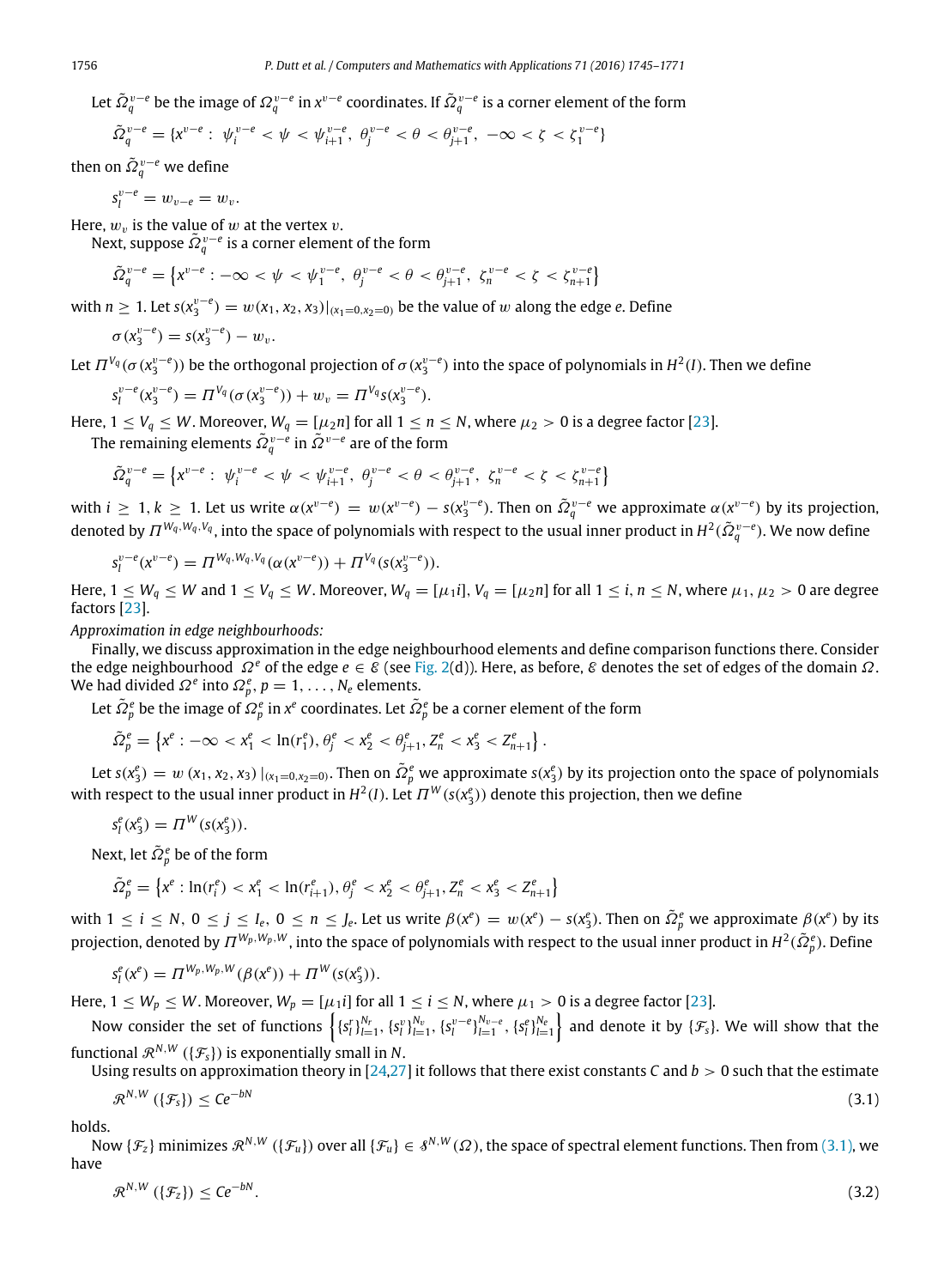Let $\tilde{\Omega}_q^{v-e}$ be the image of $\Omega_q^{v-e}$ in $x^{v-e}$ coordinates. If $\tilde{\Omega}_q^{v-e}$ is a corner element of the form

$$\tilde{\Omega}_q^{v-e} = \{x^{v-e} : \ \psi_i^{v-e} < \psi < \psi_{i+1}^{v-e}, \ \theta_j^{v-e} < \theta < \theta_{j+1}^{v-e}, \ -\infty < \zeta < \zeta_1^{v-e}\}$$

then on $\tilde{\Omega}_q^{v-e}$ we define

$$s_l^{v-e} = w_{v-e} = w_v.$$

Here, $w_v$ is the value of $w$ at the vertex $v$.

Next, suppose $\tilde{\Omega}_q^{v-e}$ is a corner element of the form

$$\tilde{\Omega}_q^{v-e} = \left\{x^{v-e} : -\infty < \psi < \psi_1^{v-e}, \ \theta_j^{v-e} < \theta < \theta_{j+1}^{v-e}, \ \zeta_n^{v-e} < \zeta < \zeta_{n+1}^{v-e}\right\}$$

with $n \geq 1$. Let $s(x_3^{v-e}) = w(x_1, x_2, x_3)|_{(x_1=0, x_2=0)}$ be the value of $w$ along the edge $e$. Define

$$\sigma(x_3^{v-e}) = s(x_3^{v-e}) - w_v.$$

Let $\Pi^{V_q}(\sigma(x_3^{v-e}))$ be the orthogonal projection of $\sigma(x_3^{v-e})$ into the space of polynomials in $H^2(I)$. Then we define

$$s_l^{v-e}(x_3^{v-e}) = \Pi^{V_q}(\sigma(x_3^{v-e})) + w_v = \Pi^{V_q} s(x_3^{v-e}).$$

Here, $1 \leq V_q \leq W$. Moreover, $W_q = [\mu_2 n]$ for all $1 \leq n \leq N$, where $\mu_2 > 0$ is a degree factor [23].

The remaining elements $\tilde{\Omega}_q^{v-e}$ in $\tilde{\Omega}^{v-e}$ are of the form

$$\tilde{\Omega}_q^{v-e} = \left\{x^{v-e} : \ \psi_i^{v-e} < \psi < \psi_{i+1}^{v-e}, \ \theta_j^{v-e} < \theta < \theta_{j+1}^{v-e}, \ \zeta_n^{v-e} < \zeta < \zeta_{n+1}^{v-e}\right\}$$

with $i \geq 1, k \geq 1$. Let us write $\alpha(x^{v-e}) = w(x^{v-e}) - s(x_3^{v-e})$. Then on $\tilde{\Omega}_q^{v-e}$ we approximate $\alpha(x^{v-e})$ by its projection, denoted by $\Pi^{W_q, W_q, V_q}$, into the space of polynomials with respect to the usual inner product in $H^2(\tilde{\Omega}_q^{v-e})$. We now define

$$s_l^{v-e}(x^{v-e}) = \Pi^{W_q, W_q, V_q}(\alpha(x^{v-e})) + \Pi^{V_q}(s(x_3^{v-e})).$$

Here, $1 \leq W_q \leq W$ and $1 \leq V_q \leq W$. Moreover, $W_q = [\mu_1 i]$, $V_q = [\mu_2 n]$ for all $1 \leq i, n \leq N$, where $\mu_1, \mu_2 > 0$ are degree factors [23].

*Approximation in edge neighbourhoods:*

Finally, we discuss approximation in the edge neighbourhood elements and define comparison functions there. Consider the edge neighbourhood $\Omega^e$ of the edge $e \in \mathcal{E}$ (see Fig. 2(d)). Here, as before, $\mathcal{E}$ denotes the set of edges of the domain $\Omega$. We had divided $\Omega^e$ into $\Omega_p^e$, $p = 1, \ldots, N_e$ elements.

Let $\tilde{\Omega}_p^e$ be the image of $\Omega_p^e$ in $x^e$ coordinates. Let $\tilde{\Omega}_p^e$ be a corner element of the form

$$\tilde{\Omega}_p^e = \left\{x^e : -\infty < x_1^e < \ln(r_1^e), \theta_j^e < x_2^e < \theta_{j+1}^e, Z_n^e < x_3^e < Z_{n+1}^e\right\}.$$

Let $s(x_3^e) = w(x_1, x_2, x_3)|_{(x_1=0, x_2=0)}$. Then on $\tilde{\Omega}_p^e$ we approximate $s(x_3^e)$ by its projection onto the space of polynomials with respect to the usual inner product in $H^2(I)$. Let $\Pi^W(s(x_3^e))$ denote this projection, then we define

$$s_l^e(x_3^e) = \Pi^W(s(x_3^e)).$$

Next, let $\tilde{\Omega}_p^e$ be of the form

$$\tilde{\Omega}_p^e = \left\{x^e : \ln(r_i^e) < x_1^e < \ln(r_{i+1}^e), \theta_j^e < x_2^e < \theta_{j+1}^e, Z_n^e < x_3^e < Z_{n+1}^e\right\}$$

with $1 \leq i \leq N$, $0 \leq j \leq I_e$, $0 \leq n \leq J_e$. Let us write $\beta(x^e) = w(x^e) - s(x_3^e)$. Then on $\tilde{\Omega}_p^e$ we approximate $\beta(x^e)$ by its projection, denoted by $\Pi^{W_p, W_p, W}$, into the space of polynomials with respect to the usual inner product in $H^2(\tilde{\Omega}_p^e)$. Define

$$s_l^e(x^e) = \Pi^{W_p, W_p, W}(\beta(x^e)) + \Pi^W(s(x_3^e)).$$

Here, $1 \leq W_p \leq W$. Moreover, $W_p = [\mu_1 i]$ for all $1 \leq i \leq N$, where $\mu_1 > 0$ is a degree factor [23].

Now consider the set of functions $\left\{\{s_l^r\}_{l=1}^{N_r}, \{s_l^v\}_{l=1}^{N_v}, \{s_l^{v-e}\}_{l=1}^{N_{v-e}}, \{s_l^e\}_{l=1}^{N_e}\right\}$ and denote it by $\{\mathcal{F}_s\}$. We will show that the functional $\mathcal{R}^{N,W}(\{\mathcal{F}_s\})$ is exponentially small in $N$.

Using results on approximation theory in [24,27] it follows that there exist constants $C$ and $b > 0$ such that the estimate

$$\mathcal{R}^{N,W}(\{\mathcal{F}_s\}) \leq Ce^{-bN} \tag{3.1}$$

holds.

Now $\{\mathcal{F}_z\}$ minimizes $\mathcal{R}^{N,W}(\{\mathcal{F}_u\})$ over all $\{\mathcal{F}_u\} \in \mathcal{S}^{N,W}(\Omega)$, the space of spectral element functions. Then from (3.1), we have

$$\mathcal{R}^{N,W}(\{\mathcal{F}_z\}) \leq Ce^{-bN}. \tag{3.2}$$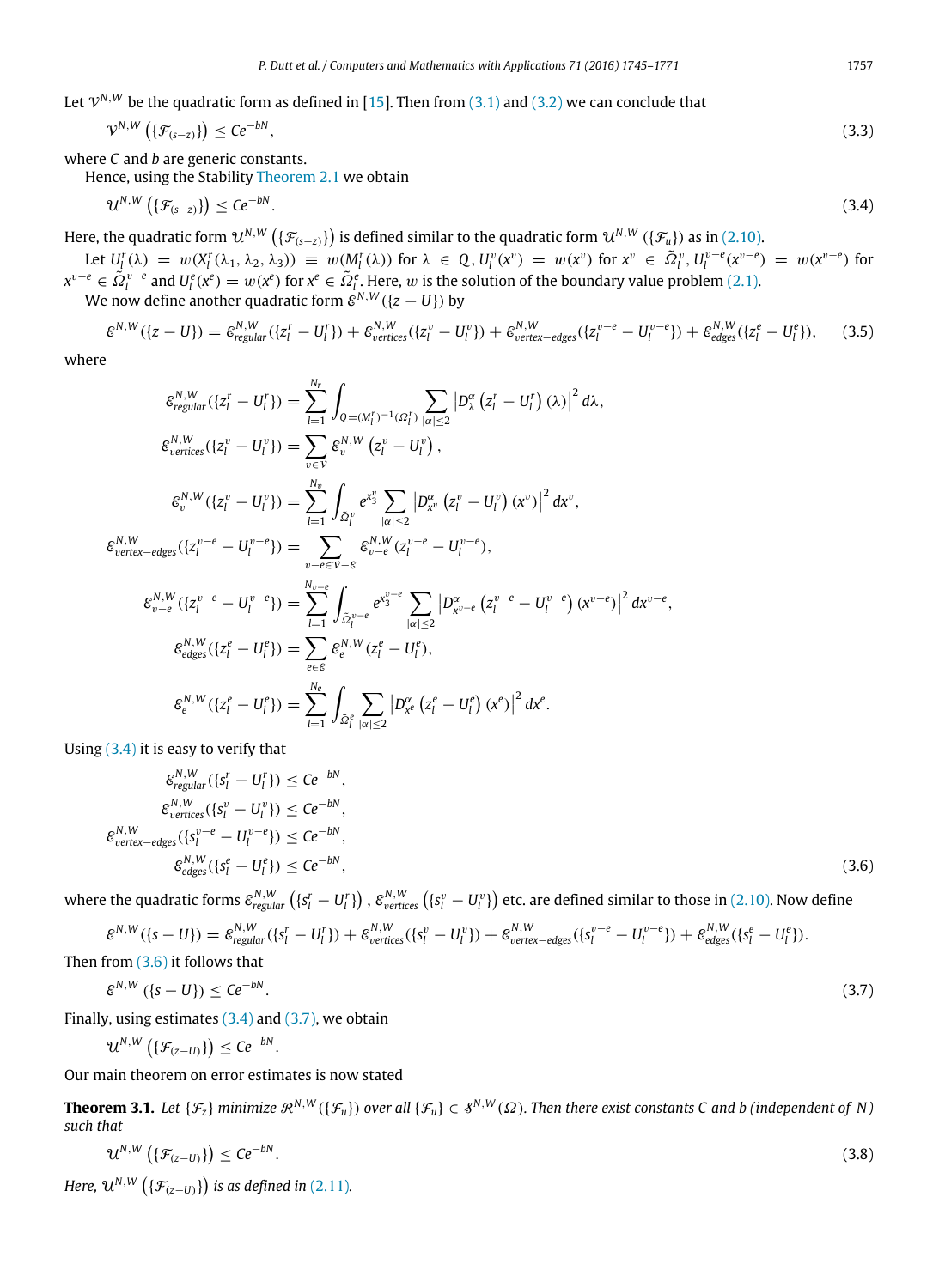Let $\mathcal{V}^{N,W}$ be the quadratic form as defined in [15]. Then from (3.1) and (3.2) we can conclude that

$$\mathcal{V}^{N,W}\left(\{\mathcal{F}_{(s-z)}\}\right) \leq Ce^{-bN}, \tag{3.3}$$

where $C$ and $b$ are generic constants.

Hence, using the Stability Theorem 2.1 we obtain

$$\mathcal{U}^{N,W}\left(\{\mathcal{F}_{(s-z)}\}\right) \leq Ce^{-bN}. \tag{3.4}$$

Here, the quadratic form $\mathcal{U}^{N,W}\left(\{\mathcal{F}_{(s-z)}\}\right)$ is defined similar to the quadratic form $\mathcal{U}^{N,W}\left(\{\mathcal{F}_{u}\}\right)$ as in (2.10).

Let $U_l^r(\lambda) = w(X_l^r(\lambda_1, \lambda_2, \lambda_3)) \equiv w(M_l^r(\lambda))$ for $\lambda \in Q$, $U_l^v(x^v) = w(x^v)$ for $x^v \in \tilde{\Omega}_l^v$, $U_l^{v-e}(x^{v-e}) = w(x^{v-e})$ for $x^{v-e} \in \tilde{\Omega}_l^{v-e}$ and $U_l^e(x^e) = w(x^e)$ for $x^e \in \tilde{\Omega}_l^e$. Here, $w$ is the solution of the boundary value problem (2.1).

We now define another quadratic form $\mathcal{E}^{N,W}(\{z-U\})$ by

$$\mathcal{E}^{N,W}(\{z-U\}) = \mathcal{E}^{N,W}_{regular}(\{z_l^r - U_l^r\}) + \mathcal{E}^{N,W}_{vertices}(\{z_l^v - U_l^v\}) + \mathcal{E}^{N,W}_{vertex-edges}(\{z_l^{v-e} - U_l^{v-e}\}) + \mathcal{E}^{N,W}_{edges}(\{z_l^e - U_l^e\}), \tag{3.5}$$

where

$$\mathcal{E}^{N,W}_{regular}(\{z_l^r - U_l^r\}) = \sum_{l=1}^{N_r} \int_{Q=(M_l^r)^{-1}(\Omega_l^r)} \sum_{|\alpha|\leq 2} \left| D_\lambda^\alpha \left(z_l^r - U_l^r\right)(\lambda)\right|^2 d\lambda,$$

$$\mathcal{E}^{N,W}_{vertices}(\{z_l^v - U_l^v\}) = \sum_{v\in\mathcal{V}} \mathcal{E}^{N,W}_v\left(z_l^v - U_l^v\right),$$

$$\mathcal{E}^{N,W}_v(\{z_l^v - U_l^v\}) = \sum_{l=1}^{N_v} \int_{\tilde{\Omega}_l^v} e^{x_3^v} \sum_{|\alpha|\leq 2} \left| D_{x^v}^\alpha \left(z_l^v - U_l^v\right)(x^v)\right|^2 dx^v,$$

$$\mathcal{E}^{N,W}_{vertex-edges}(\{z_l^{v-e} - U_l^{v-e}\}) = \sum_{v-e\in\mathcal{V}-\mathcal{E}} \mathcal{E}^{N,W}_{v-e}(z_l^{v-e} - U_l^{v-e}),$$

$$\mathcal{E}^{N,W}_{v-e}(\{z_l^{v-e} - U_l^{v-e}\}) = \sum_{l=1}^{N_{v-e}} \int_{\tilde{\Omega}_l^{v-e}} e^{x_3^{v-e}} \sum_{|\alpha|\leq 2} \left| D_{x^{v-e}}^\alpha \left(z_l^{v-e} - U_l^{v-e}\right)(x^{v-e})\right|^2 dx^{v-e},$$

$$\mathcal{E}^{N,W}_{edges}(\{z_l^e - U_l^e\}) = \sum_{e\in\mathcal{E}} \mathcal{E}^{N,W}_e(z_l^e - U_l^e),$$

$$\mathcal{E}^{N,W}_e(\{z_l^e - U_l^e\}) = \sum_{l=1}^{N_e} \int_{\tilde{\Omega}_l^e} \sum_{|\alpha|\leq 2} \left| D_{x^e}^\alpha \left(z_l^e - U_l^e\right)(x^e)\right|^2 dx^e.$$

Using (3.4) it is easy to verify that

$$\begin{aligned}
\mathcal{E}^{N,W}_{regular}(\{s_l^r - U_l^r\}) &\leq Ce^{-bN}, \\
\mathcal{E}^{N,W}_{vertices}(\{s_l^v - U_l^v\}) &\leq Ce^{-bN}, \\
\mathcal{E}^{N,W}_{vertex-edges}(\{s_l^{v-e} - U_l^{v-e}\}) &\leq Ce^{-bN}, \\
\mathcal{E}^{N,W}_{edges}(\{s_l^e - U_l^e\}) &\leq Ce^{-bN},
\end{aligned} \tag{3.6}$$

where the quadratic forms $\mathcal{E}^{N,W}_{regular}\left(\{s_l^r - U_l^r\}\right)$, $\mathcal{E}^{N,W}_{vertices}\left(\{s_l^v - U_l^v\}\right)$ etc. are defined similar to those in (2.10). Now define

$$\mathcal{E}^{N,W}(\{s-U\}) = \mathcal{E}^{N,W}_{regular}(\{s_l^r - U_l^r\}) + \mathcal{E}^{N,W}_{vertices}(\{s_l^v - U_l^v\}) + \mathcal{E}^{N,W}_{vertex-edges}(\{s_l^{v-e} - U_l^{v-e}\}) + \mathcal{E}^{N,W}_{edges}(\{s_l^e - U_l^e\}).$$

Then from (3.6) it follows that

$$\mathcal{E}^{N,W}\left(\{s-U\}\right) \leq Ce^{-bN}. \tag{3.7}$$

Finally, using estimates (3.4) and (3.7), we obtain

$$\mathcal{U}^{N,W}\left(\{\mathcal{F}_{(z-U)}\}\right) \leq Ce^{-bN}.$$

Our main theorem on error estimates is now stated

**Theorem 3.1.** *Let $\{\mathcal{F}_z\}$ minimize $\mathcal{R}^{N,W}(\{\mathcal{F}_u\})$ over all $\{\mathcal{F}_u\} \in \mathcal{S}^{N,W}(\Omega)$. Then there exist constants $C$ and $b$ (independent of $N$) such that*

$$\mathcal{U}^{N,W}\left(\{\mathcal{F}_{(z-U)}\}\right) \leq Ce^{-bN}. \tag{3.8}$$

*Here, $\mathcal{U}^{N,W}\left(\{\mathcal{F}_{(z-U)}\}\right)$ is as defined in (2.11).*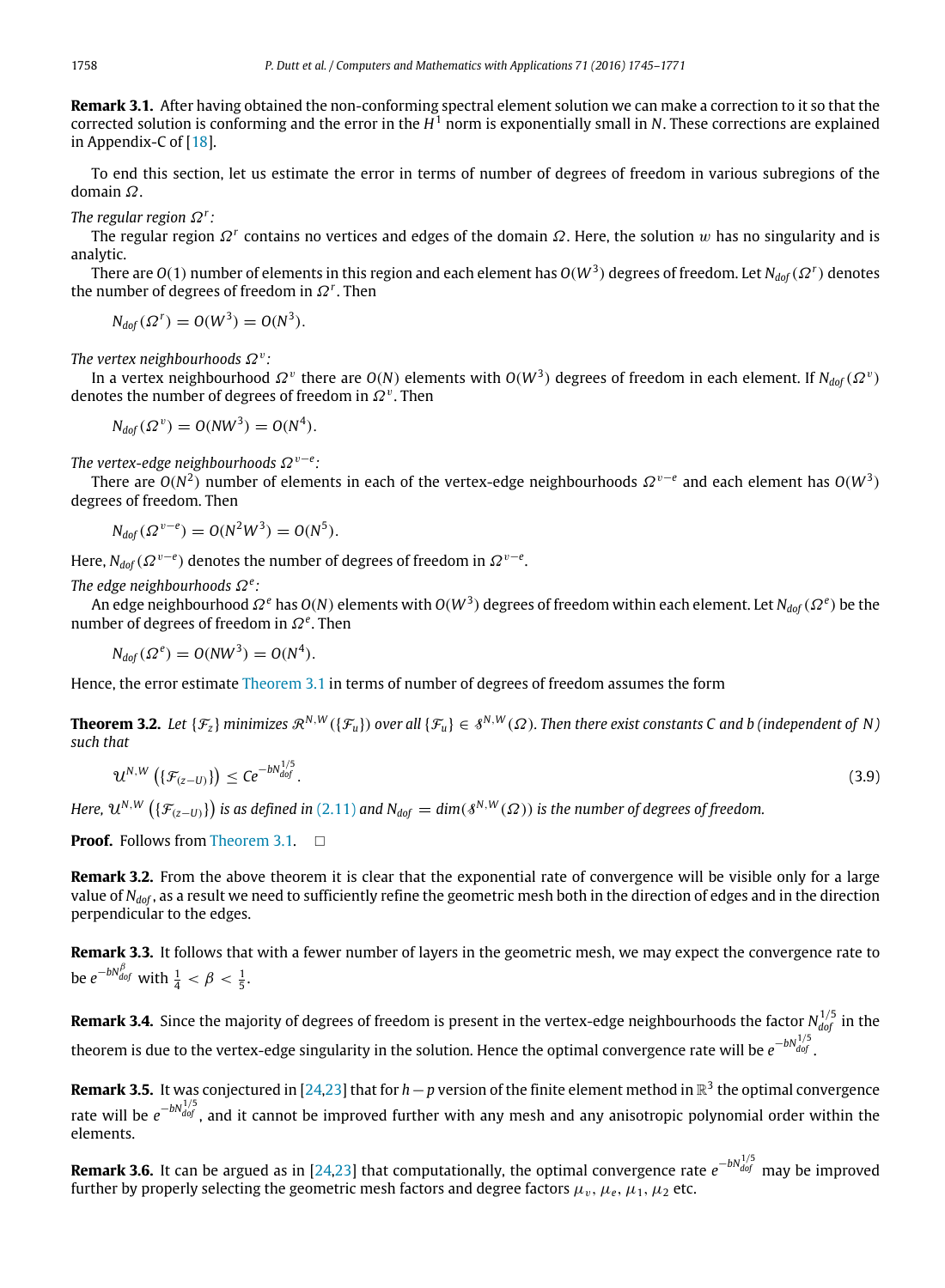**Remark 3.1.** After having obtained the non-conforming spectral element solution we can make a correction to it so that the corrected solution is conforming and the error in the $H^1$ norm is exponentially small in $N$. These corrections are explained in Appendix-C of [18].

To end this section, let us estimate the error in terms of number of degrees of freedom in various subregions of the domain $\Omega$.

*The regular region $\Omega^r$:*

The regular region $\Omega^r$ contains no vertices and edges of the domain $\Omega$. Here, the solution $w$ has no singularity and is analytic.

There are $O(1)$ number of elements in this region and each element has $O(W^3)$ degrees of freedom. Let $N_{dof}(\Omega^r)$ denotes the number of degrees of freedom in $\Omega^r$. Then

$$N_{dof}(\Omega^r) = O(W^3) = O(N^3).$$

*The vertex neighbourhoods $\Omega^v$:*

In a vertex neighbourhood $\Omega^v$ there are $O(N)$ elements with $O(W^3)$ degrees of freedom in each element. If $N_{dof}(\Omega^v)$ denotes the number of degrees of freedom in $\Omega^v$. Then

$$N_{dof}(\Omega^v) = O(NW^3) = O(N^4).$$

*The vertex-edge neighbourhoods $\Omega^{v-e}$:*

There are $O(N^2)$ number of elements in each of the vertex-edge neighbourhoods $\Omega^{v-e}$ and each element has $O(W^3)$ degrees of freedom. Then

$$N_{dof}(\Omega^{v-e}) = O(N^2W^3) = O(N^5).$$

Here, $N_{dof}(\Omega^{v-e})$ denotes the number of degrees of freedom in $\Omega^{v-e}$.

*The edge neighbourhoods $\Omega^e$:*

An edge neighbourhood $\Omega^e$ has $O(N)$ elements with $O(W^3)$ degrees of freedom within each element. Let $N_{dof}(\Omega^e)$ be the number of degrees of freedom in $\Omega^e$. Then

$$N_{dof}(\Omega^e) = O(NW^3) = O(N^4).$$

Hence, the error estimate Theorem 3.1 in terms of number of degrees of freedom assumes the form

**Theorem 3.2.** *Let $\{\mathcal{F}_z\}$ minimizes $\mathcal{R}^{N,W}(\{\mathcal{F}_u\})$ over all $\{\mathcal{F}_u\} \in \mathcal{S}^{N,W}(\Omega)$. Then there exist constants $C$ and $b$ (independent of $N$) such that*

$$\mathcal{U}^{N,W}\left(\{\mathcal{F}_{(z-U)}\}\right) \leq Ce^{-bN_{dof}^{1/5}}. \tag{3.9}$$

*Here, $\mathcal{U}^{N,W}\left(\{\mathcal{F}_{(z-U)}\}\right)$ is as defined in (2.11) and $N_{dof} = dim(\mathcal{S}^{N,W}(\Omega))$ is the number of degrees of freedom.*

**Proof.** Follows from Theorem 3.1. $\square$

**Remark 3.2.** From the above theorem it is clear that the exponential rate of convergence will be visible only for a large value of $N_{dof}$, as a result we need to sufficiently refine the geometric mesh both in the direction of edges and in the direction perpendicular to the edges.

**Remark 3.3.** It follows that with a fewer number of layers in the geometric mesh, we may expect the convergence rate to be $e^{-bN_{dof}^{\beta}}$ with $\frac{1}{4} < \beta < \frac{1}{5}$.

**Remark 3.4.** Since the majority of degrees of freedom is present in the vertex-edge neighbourhoods the factor $N_{dof}^{1/5}$ in the theorem is due to the vertex-edge singularity in the solution. Hence the optimal convergence rate will be $e^{-bN_{dof}^{1/5}}$.

**Remark 3.5.** It was conjectured in [24,23] that for $h-p$ version of the finite element method in $\mathbb{R}^3$ the optimal convergence rate will be $e^{-bN_{dof}^{1/5}}$, and it cannot be improved further with any mesh and any anisotropic polynomial order within the elements.

**Remark 3.6.** It can be argued as in [24,23] that computationally, the optimal convergence rate $e^{-bN_{dof}^{1/5}}$ may be improved further by properly selecting the geometric mesh factors and degree factors $\mu_v$, $\mu_e$, $\mu_1$, $\mu_2$ etc.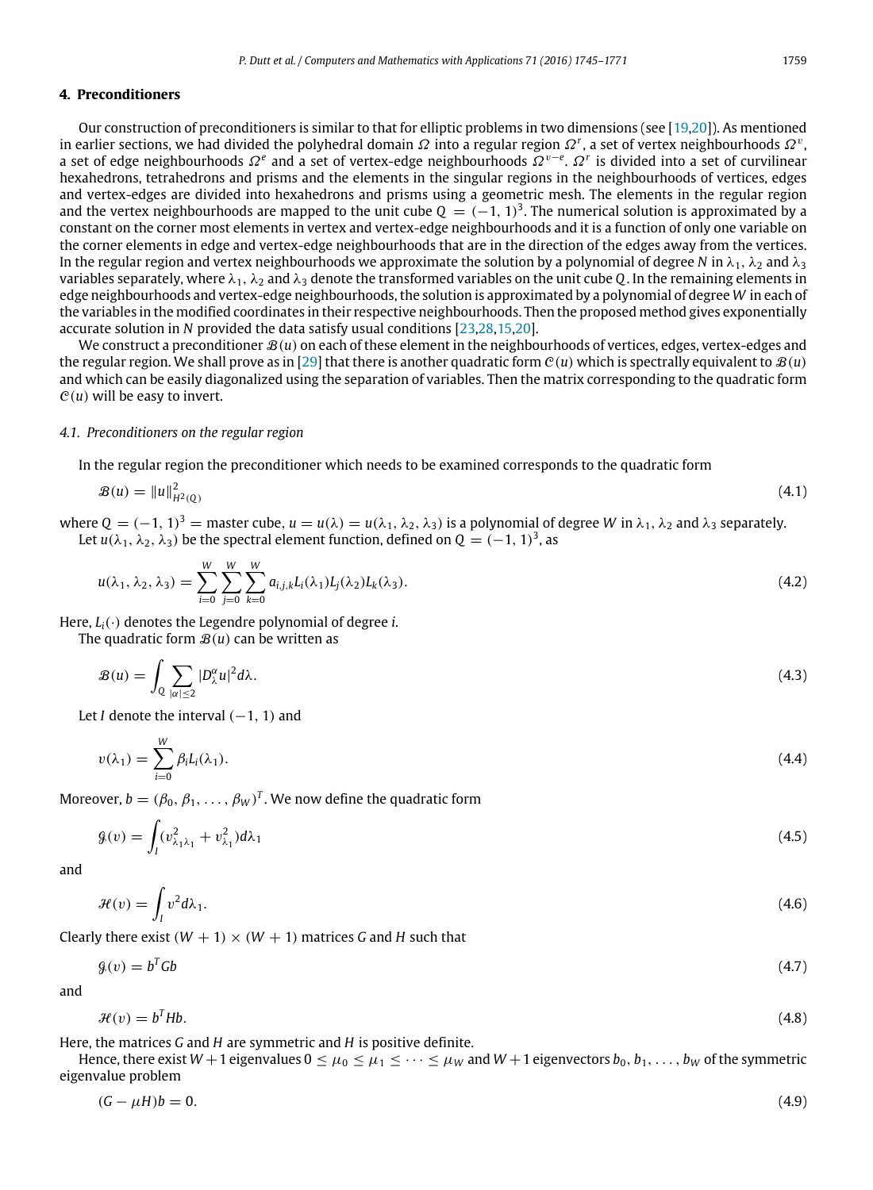## 4. Preconditioners

Our construction of preconditioners is similar to that for elliptic problems in two dimensions (see [19,20]). As mentioned in earlier sections, we had divided the polyhedral domain $\Omega$ into a regular region $\Omega^r$, a set of vertex neighbourhoods $\Omega^v$, a set of edge neighbourhoods $\Omega^e$ and a set of vertex-edge neighbourhoods $\Omega^{v-e}$. $\Omega^r$ is divided into a set of curvilinear hexahedrons, tetrahedrons and prisms and the elements in the singular regions in the neighbourhoods of vertices, edges and vertex-edges are divided into hexahedrons and prisms using a geometric mesh. The elements in the regular region and the vertex neighbourhoods are mapped to the unit cube $Q = (-1, 1)^3$. The numerical solution is approximated by a constant on the corner most elements in vertex and vertex-edge neighbourhoods and it is a function of only one variable on the corner elements in edge and vertex-edge neighbourhoods that are in the direction of the edges away from the vertices. In the regular region and vertex neighbourhoods we approximate the solution by a polynomial of degree $N$ in $\lambda_1$, $\lambda_2$ and $\lambda_3$ variables separately, where $\lambda_1$, $\lambda_2$ and $\lambda_3$ denote the transformed variables on the unit cube $Q$. In the remaining elements in edge neighbourhoods and vertex-edge neighbourhoods, the solution is approximated by a polynomial of degree $W$ in each of the variables in the modified coordinates in their respective neighbourhoods. Then the proposed method gives exponentially accurate solution in $N$ provided the data satisfy usual conditions [23,28,15,20].

We construct a preconditioner $\mathcal{B}(u)$ on each of these element in the neighbourhoods of vertices, edges, vertex-edges and the regular region. We shall prove as in [29] that there is another quadratic form $\mathcal{C}(u)$ which is spectrally equivalent to $\mathcal{B}(u)$ and which can be easily diagonalized using the separation of variables. Then the matrix corresponding to the quadratic form $\mathcal{C}(u)$ will be easy to invert.

### 4.1. Preconditioners on the regular region

In the regular region the preconditioner which needs to be examined corresponds to the quadratic form

$$\mathcal{B}(u) = \|u\|^2_{H^2(Q)} \tag{4.1}$$

where $Q = (-1, 1)^3$ = master cube, $u = u(\lambda) = u(\lambda_1, \lambda_2, \lambda_3)$ is a polynomial of degree $W$ in $\lambda_1$, $\lambda_2$ and $\lambda_3$ separately.

Let $u(\lambda_1, \lambda_2, \lambda_3)$ be the spectral element function, defined on $Q = (-1, 1)^3$, as

$$u(\lambda_1, \lambda_2, \lambda_3) = \sum_{i=0}^{W}\sum_{j=0}^{W}\sum_{k=0}^{W} a_{i,j,k} L_i(\lambda_1) L_j(\lambda_2) L_k(\lambda_3). \tag{4.2}$$

Here, $L_i(\cdot)$ denotes the Legendre polynomial of degree $i$.

The quadratic form $\mathcal{B}(u)$ can be written as

$$\mathcal{B}(u) = \int_Q \sum_{|\alpha| \le 2} |D_\lambda^\alpha u|^2 d\lambda. \tag{4.3}$$

Let $I$ denote the interval $(-1, 1)$ and

$$v(\lambda_1) = \sum_{i=0}^{W} \beta_i L_i(\lambda_1). \tag{4.4}$$

Moreover, $b = (\beta_0, \beta_1, \ldots, \beta_W)^T$. We now define the quadratic form

$$\mathcal{G}(v) = \int_I (v^2_{\lambda_1\lambda_1} + v^2_{\lambda_1}) d\lambda_1 \tag{4.5}$$

and

$$\mathcal{H}(v) = \int_I v^2 d\lambda_1. \tag{4.6}$$

Clearly there exist $(W + 1) \times (W + 1)$ matrices $G$ and $H$ such that

$$\mathcal{G}(v) = b^T G b \tag{4.7}$$

and

$$\mathcal{H}(v) = b^T H b. \tag{4.8}$$

Here, the matrices $G$ and $H$ are symmetric and $H$ is positive definite.

Hence, there exist $W + 1$ eigenvalues $0 \le \mu_0 \le \mu_1 \le \cdots \le \mu_W$ and $W + 1$ eigenvectors $b_0, b_1, \ldots, b_W$ of the symmetric eigenvalue problem

$$(G - \mu H)b = 0. \tag{4.9}$$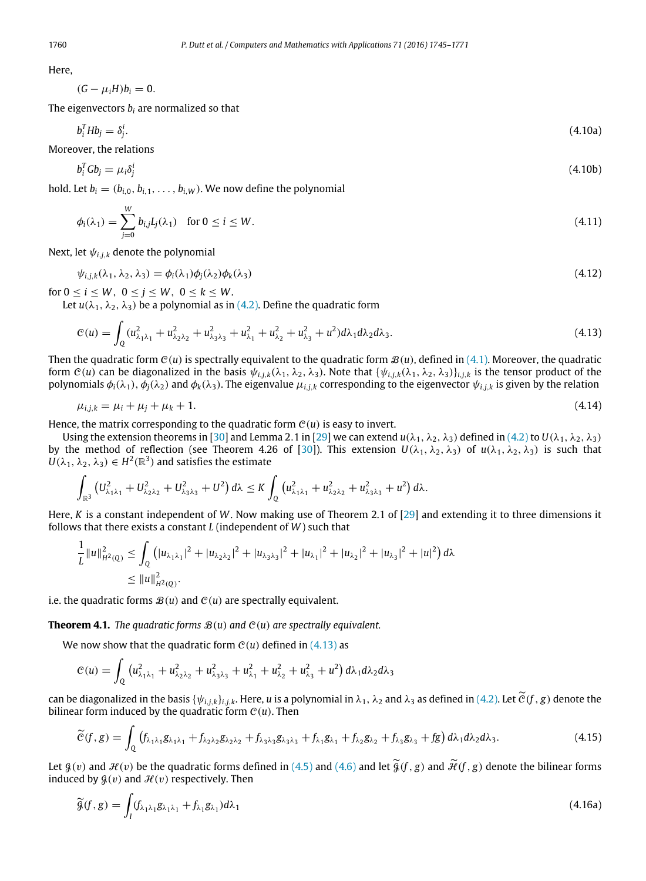Here,

$$(G - \mu_i H)b_i = 0.$$

The eigenvectors $b_i$ are normalized so that

$$b_i^T H b_j = \delta_j^i. \tag{4.10a}$$

Moreover, the relations

$$b_i^T G b_j = \mu_i \delta_j^i \tag{4.10b}$$

hold. Let $b_i = (b_{i,0}, b_{i,1}, \ldots, b_{i,W})$. We now define the polynomial

$$\phi_i(\lambda_1) = \sum_{j=0}^{W} b_{i,j} L_j(\lambda_1) \quad \text{for } 0 \le i \le W. \tag{4.11}$$

Next, let $\psi_{i,j,k}$ denote the polynomial

$$\psi_{i,j,k}(\lambda_1, \lambda_2, \lambda_3) = \phi_i(\lambda_1)\phi_j(\lambda_2)\phi_k(\lambda_3) \tag{4.12}$$

for $0 \le i \le W,\ 0 \le j \le W,\ 0 \le k \le W$.

Let $u(\lambda_1, \lambda_2, \lambda_3)$ be a polynomial as in (4.2). Define the quadratic form

$$\mathcal{C}(u) = \int_Q (u_{\lambda_1\lambda_1}^2 + u_{\lambda_2\lambda_2}^2 + u_{\lambda_3\lambda_3}^2 + u_{\lambda_1}^2 + u_{\lambda_2}^2 + u_{\lambda_3}^2 + u^2) d\lambda_1 d\lambda_2 d\lambda_3. \tag{4.13}$$

Then the quadratic form $\mathcal{C}(u)$ is spectrally equivalent to the quadratic form $\mathcal{B}(u)$, defined in (4.1). Moreover, the quadratic form $\mathcal{C}(u)$ can be diagonalized in the basis $\psi_{i,j,k}(\lambda_1, \lambda_2, \lambda_3)$. Note that $\{\psi_{i,j,k}(\lambda_1, \lambda_2, \lambda_3)\}_{i,j,k}$ is the tensor product of the polynomials $\phi_i(\lambda_1)$, $\phi_j(\lambda_2)$ and $\phi_k(\lambda_3)$. The eigenvalue $\mu_{i,j,k}$ corresponding to the eigenvector $\psi_{i,j,k}$ is given by the relation

$$\mu_{i,j,k} = \mu_i + \mu_j + \mu_k + 1. \tag{4.14}$$

Hence, the matrix corresponding to the quadratic form $\mathcal{C}(u)$ is easy to invert.

Using the extension theorems in [30] and Lemma 2.1 in [29] we can extend $u(\lambda_1, \lambda_2, \lambda_3)$ defined in (4.2) to $U(\lambda_1, \lambda_2, \lambda_3)$ by the method of reflection (see Theorem 4.26 of [30]). This extension $U(\lambda_1, \lambda_2, \lambda_3)$ of $u(\lambda_1, \lambda_2, \lambda_3)$ is such that $U(\lambda_1, \lambda_2, \lambda_3) \in H^2(\mathbb{R}^3)$ and satisfies the estimate

$$\int_{\mathbb{R}^3} \left(U_{\lambda_1\lambda_1}^2 + U_{\lambda_2\lambda_2}^2 + U_{\lambda_3\lambda_3}^2 + U^2\right) d\lambda \le K \int_Q \left(u_{\lambda_1\lambda_1}^2 + u_{\lambda_2\lambda_2}^2 + u_{\lambda_3\lambda_3}^2 + u^2\right) d\lambda.$$

Here, $K$ is a constant independent of $W$. Now making use of Theorem 2.1 of [29] and extending it to three dimensions it follows that there exists a constant $L$ (independent of $W$) such that

$$\begin{aligned}
\frac{1}{L}\|u\|_{H^2(Q)}^2 &\le \int_Q \left(|u_{\lambda_1\lambda_1}|^2 + |u_{\lambda_2\lambda_2}|^2 + |u_{\lambda_3\lambda_3}|^2 + |u_{\lambda_1}|^2 + |u_{\lambda_2}|^2 + |u_{\lambda_3}|^2 + |u|^2\right) d\lambda \\
&\le \|u\|_{H^2(Q)}^2.
\end{aligned}$$

i.e. the quadratic forms $\mathcal{B}(u)$ and $\mathcal{C}(u)$ are spectrally equivalent.

**Theorem 4.1.** *The quadratic forms $\mathcal{B}(u)$ and $\mathcal{C}(u)$ are spectrally equivalent.*

We now show that the quadratic form $\mathcal{C}(u)$ defined in (4.13) as

$$\mathcal{C}(u) = \int_Q \left(u_{\lambda_1\lambda_1}^2 + u_{\lambda_2\lambda_2}^2 + u_{\lambda_3\lambda_3}^2 + u_{\lambda_1}^2 + u_{\lambda_2}^2 + u_{\lambda_3}^2 + u^2\right) d\lambda_1 d\lambda_2 d\lambda_3$$

can be diagonalized in the basis $\{\psi_{i,j,k}\}_{i,j,k}$. Here, $u$ is a polynomial in $\lambda_1$, $\lambda_2$ and $\lambda_3$ as defined in (4.2). Let $\widetilde{\mathcal{C}}(f, g)$ denote the bilinear form induced by the quadratic form $\mathcal{C}(u)$. Then

$$\widetilde{\mathcal{C}}(f, g) = \int_Q \left(f_{\lambda_1\lambda_1} g_{\lambda_1\lambda_1} + f_{\lambda_2\lambda_2} g_{\lambda_2\lambda_2} + f_{\lambda_3\lambda_3} g_{\lambda_3\lambda_3} + f_{\lambda_1} g_{\lambda_1} + f_{\lambda_2} g_{\lambda_2} + f_{\lambda_3} g_{\lambda_3} + fg\right) d\lambda_1 d\lambda_2 d\lambda_3. \tag{4.15}$$

Let $\mathcal{G}(v)$ and $\mathcal{H}(v)$ be the quadratic forms defined in (4.5) and (4.6) and let $\widetilde{\mathcal{G}}(f, g)$ and $\widetilde{\mathcal{H}}(f, g)$ denote the bilinear forms induced by $\mathcal{G}(v)$ and $\mathcal{H}(v)$ respectively. Then

$$\widetilde{\mathcal{G}}(f, g) = \int_I (f_{\lambda_1\lambda_1} g_{\lambda_1\lambda_1} + f_{\lambda_1} g_{\lambda_1}) d\lambda_1 \tag{4.16a}$$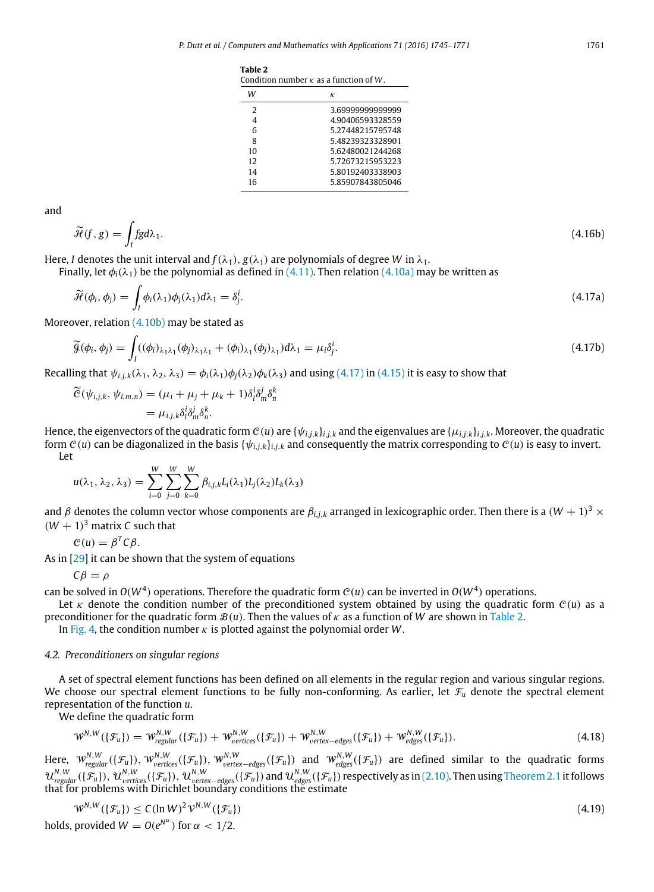**Table 2**
Condition number $\kappa$ as a function of $W$.

| $W$ | $\kappa$ |
|---|---|
| 2 | 3.69999999999999 |
| 4 | 4.90406593328559 |
| 6 | 5.27448215795748 |
| 8 | 5.48239323328901 |
| 10 | 5.62480021244268 |
| 12 | 5.72673215953223 |
| 14 | 5.80192403338903 |
| 16 | 5.85907843805046 |

and

$$\widetilde{\mathcal{H}}(f,g) = \int_I fg\, d\lambda_1. \tag{4.16b}$$

Here, $I$ denotes the unit interval and $f(\lambda_1)$, $g(\lambda_1)$ are polynomials of degree $W$ in $\lambda_1$.

Finally, let $\phi_i(\lambda_1)$ be the polynomial as defined in (4.11). Then relation (4.10a) may be written as

$$\widetilde{\mathcal{H}}(\phi_i,\phi_j) = \int_I \phi_i(\lambda_1)\phi_j(\lambda_1)d\lambda_1 = \delta_j^i. \tag{4.17a}$$

Moreover, relation (4.10b) may be stated as

$$\widetilde{\mathcal{G}}(\phi_i,\phi_j) = \int_I ((\phi_i)_{\lambda_1\lambda_1}(\phi_j)_{\lambda_1\lambda_1} + (\phi_i)_{\lambda_1}(\phi_j)_{\lambda_1})d\lambda_1 = \mu_i\delta_j^i. \tag{4.17b}$$

Recalling that $\psi_{i,j,k}(\lambda_1,\lambda_2,\lambda_3) = \phi_i(\lambda_1)\phi_j(\lambda_2)\phi_k(\lambda_3)$ and using (4.17) in (4.15) it is easy to show that

$$\begin{aligned}\widetilde{\mathcal{C}}(\psi_{i,j,k},\psi_{l,m,n}) &= (\mu_i+\mu_j+\mu_k+1)\delta_l^i\delta_m^j\delta_n^k \\ &= \mu_{i,j,k}\delta_l^i\delta_m^j\delta_n^k.\end{aligned}$$

Hence, the eigenvectors of the quadratic form $\mathcal{C}(u)$ are $\{\psi_{i,j,k}\}_{i,j,k}$ and the eigenvalues are $\{\mu_{i,j,k}\}_{i,j,k}$. Moreover, the quadratic form $\mathcal{C}(u)$ can be diagonalized in the basis $\{\psi_{i,j,k}\}_{i,j,k}$ and consequently the matrix corresponding to $\mathcal{C}(u)$ is easy to invert.

Let

$$u(\lambda_1,\lambda_2,\lambda_3) = \sum_{i=0}^{W}\sum_{j=0}^{W}\sum_{k=0}^{W}\beta_{i,j,k}L_i(\lambda_1)L_j(\lambda_2)L_k(\lambda_3)$$

and $\beta$ denotes the column vector whose components are $\beta_{i,j,k}$ arranged in lexicographic order. Then there is a $(W+1)^3 \times (W+1)^3$ matrix $C$ such that

$$\mathcal{C}(u) = \beta^T C\beta.$$

As in [29] it can be shown that the system of equations

$$C\beta = \rho$$

can be solved in $O(W^4)$ operations. Therefore the quadratic form $\mathcal{C}(u)$ can be inverted in $O(W^4)$ operations.

Let $\kappa$ denote the condition number of the preconditioned system obtained by using the quadratic form $\mathcal{C}(u)$ as a preconditioner for the quadratic form $\mathcal{B}(u)$. Then the values of $\kappa$ as a function of $W$ are shown in Table 2.

In Fig. 4, the condition number $\kappa$ is plotted against the polynomial order $W$.

### 4.2. Preconditioners on singular regions

A set of spectral element functions has been defined on all elements in the regular region and various singular regions. We choose our spectral element functions to be fully non-conforming. As earlier, let $\mathcal{F}_u$ denote the spectral element representation of the function $u$.

We define the quadratic form

$$\mathcal{W}^{N,W}(\{\mathcal{F}_u\}) = \mathcal{W}^{N,W}_{regular}(\{\mathcal{F}_u\}) + \mathcal{W}^{N,W}_{vertices}(\{\mathcal{F}_u\}) + \mathcal{W}^{N,W}_{vertex-edges}(\{\mathcal{F}_u\}) + \mathcal{W}^{N,W}_{edges}(\{\mathcal{F}_u\}). \tag{4.18}$$

Here, $\mathcal{W}^{N,W}_{regular}(\{\mathcal{F}_u\})$, $\mathcal{W}^{N,W}_{vertices}(\{\mathcal{F}_u\})$, $\mathcal{W}^{N,W}_{vertex-edges}(\{\mathcal{F}_u\})$ and $\mathcal{W}^{N,W}_{edges}(\{\mathcal{F}_u\})$ are defined similar to the quadratic forms $\mathcal{U}^{N,W}_{regular}(\{\mathcal{F}_u\})$, $\mathcal{U}^{N,W}_{vertices}(\{\mathcal{F}_u\})$, $\mathcal{U}^{N,W}_{vertex-edges}(\{\mathcal{F}_u\})$ and $\mathcal{U}^{N,W}_{edges}(\{\mathcal{F}_u\})$ respectively as in (2.10). Then using Theorem 2.1 it follows that for problems with Dirichlet boundary conditions the estimate

$$\mathcal{W}^{N,W}(\{\mathcal{F}_u\}) \leq C(\ln W)^2\mathcal{V}^{N,W}(\{\mathcal{F}_u\}) \tag{4.19}$$

holds, provided $W = O(e^{N^\alpha})$ for $\alpha < 1/2$.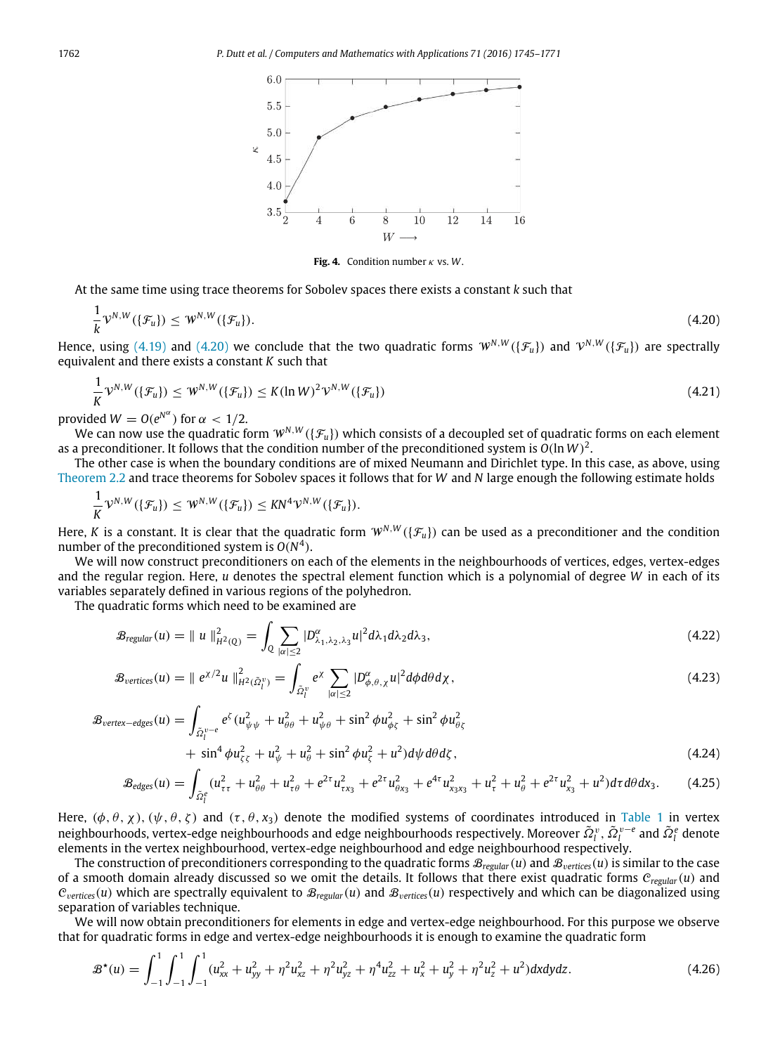**Fig. 4.** Condition number $\kappa$ vs. $W$.

At the same time using trace theorems for Sobolev spaces there exists a constant $k$ such that

$$\frac{1}{k}\mathcal{V}^{N,W}(\{\mathcal{F}_u\}) \leq \mathcal{W}^{N,W}(\{\mathcal{F}_u\}). \tag{4.20}$$

Hence, using (4.19) and (4.20) we conclude that the two quadratic forms $\mathcal{W}^{N,W}(\{\mathcal{F}_u\})$ and $\mathcal{V}^{N,W}(\{\mathcal{F}_u\})$ are spectrally equivalent and there exists a constant $K$ such that

$$\frac{1}{K}\mathcal{V}^{N,W}(\{\mathcal{F}_u\}) \leq \mathcal{W}^{N,W}(\{\mathcal{F}_u\}) \leq K(\ln W)^2\mathcal{V}^{N,W}(\{\mathcal{F}_u\}) \tag{4.21}$$

provided $W = O(e^{N^\alpha})$ for $\alpha < 1/2$.

We can now use the quadratic form $\mathcal{W}^{N,W}(\{\mathcal{F}_u\})$ which consists of a decoupled set of quadratic forms on each element as a preconditioner. It follows that the condition number of the preconditioned system is $O(\ln W)^2$.

The other case is when the boundary conditions are of mixed Neumann and Dirichlet type. In this case, as above, using Theorem 2.2 and trace theorems for Sobolev spaces it follows that for $W$ and $N$ large enough the following estimate holds

$$\frac{1}{K}\mathcal{V}^{N,W}(\{\mathcal{F}_u\}) \leq \mathcal{W}^{N,W}(\{\mathcal{F}_u\}) \leq KN^4\mathcal{V}^{N,W}(\{\mathcal{F}_u\}).$$

Here, $K$ is a constant. It is clear that the quadratic form $\mathcal{W}^{N,W}(\{\mathcal{F}_u\})$ can be used as a preconditioner and the condition number of the preconditioned system is $O(N^4)$.

We will now construct preconditioners on each of the elements in the neighbourhoods of vertices, edges, vertex-edges and the regular region. Here, $u$ denotes the spectral element function which is a polynomial of degree $W$ in each of its variables separately defined in various regions of the polyhedron.

The quadratic forms which need to be examined are

$$\mathcal{B}_{regular}(u) = \| u \|^2_{H^2(Q)} = \int_Q \sum_{|\alpha|\leq 2} |D^\alpha_{\lambda_1,\lambda_2,\lambda_3} u|^2 d\lambda_1 d\lambda_2 d\lambda_3, \tag{4.22}$$

$$\mathcal{B}_{vertices}(u) = \| e^{\chi/2} u \|^2_{H^2(\tilde{\Omega}^v_l)} = \int_{\tilde{\Omega}^v_l} e^\chi \sum_{|\alpha|\leq 2} |D^\alpha_{\phi,\theta,\chi} u|^2 d\phi d\theta d\chi, \tag{4.23}$$

$$\begin{aligned}\mathcal{B}_{vertex-edges}(u) = \int_{\tilde{\Omega}^{v-e}_l} e^\zeta (u^2_{\psi\psi} + u^2_{\theta\theta} + u^2_{\psi\theta} + \sin^2\phi\, u^2_{\phi\zeta} + \sin^2\phi\, u^2_{\theta\zeta} \\ + \sin^4\phi\, u^2_{\zeta\zeta} + u^2_\psi + u^2_\theta + \sin^2\phi\, u^2_\zeta + u^2) d\psi d\theta d\zeta,\end{aligned} \tag{4.24}$$

$$\mathcal{B}_{edges}(u) = \int_{\tilde{\Omega}^e_l} (u^2_{\tau\tau} + u^2_{\theta\theta} + u^2_{\tau\theta} + e^{2\tau} u^2_{\tau x_3} + e^{2\tau} u^2_{\theta x_3} + e^{4\tau} u^2_{x_3 x_3} + u^2_\tau + u^2_\theta + e^{2\tau} u^2_{x_3} + u^2) d\tau d\theta dx_3. \tag{4.25}$$

Here, $(\phi, \theta, \chi)$, $(\psi, \theta, \zeta)$ and $(\tau, \theta, x_3)$ denote the modified systems of coordinates introduced in Table 1 in vertex neighbourhoods, vertex-edge neighbourhoods and edge neighbourhoods respectively. Moreover $\tilde{\Omega}^v_l$, $\tilde{\Omega}^{v-e}_l$ and $\tilde{\Omega}^e_l$ denote elements in the vertex neighbourhood, vertex-edge neighbourhood and edge neighbourhood respectively.

The construction of preconditioners corresponding to the quadratic forms $\mathcal{B}_{regular}(u)$ and $\mathcal{B}_{vertices}(u)$ is similar to the case of a smooth domain already discussed so we omit the details. It follows that there exist quadratic forms $\mathcal{C}_{regular}(u)$ and $\mathcal{C}_{vertices}(u)$ which are spectrally equivalent to $\mathcal{B}_{regular}(u)$ and $\mathcal{B}_{vertices}(u)$ respectively and which can be diagonalized using separation of variables technique.

We will now obtain preconditioners for elements in edge and vertex-edge neighbourhood. For this purpose we observe that for quadratic forms in edge and vertex-edge neighbourhoods it is enough to examine the quadratic form

$$\mathcal{B}^\star(u) = \int_{-1}^1\int_{-1}^1\int_{-1}^1 (u^2_{xx} + u^2_{yy} + \eta^2 u^2_{xz} + \eta^2 u^2_{yz} + \eta^4 u^2_{zz} + u^2_x + u^2_y + \eta^2 u^2_z + u^2) dxdydz. \tag{4.26}$$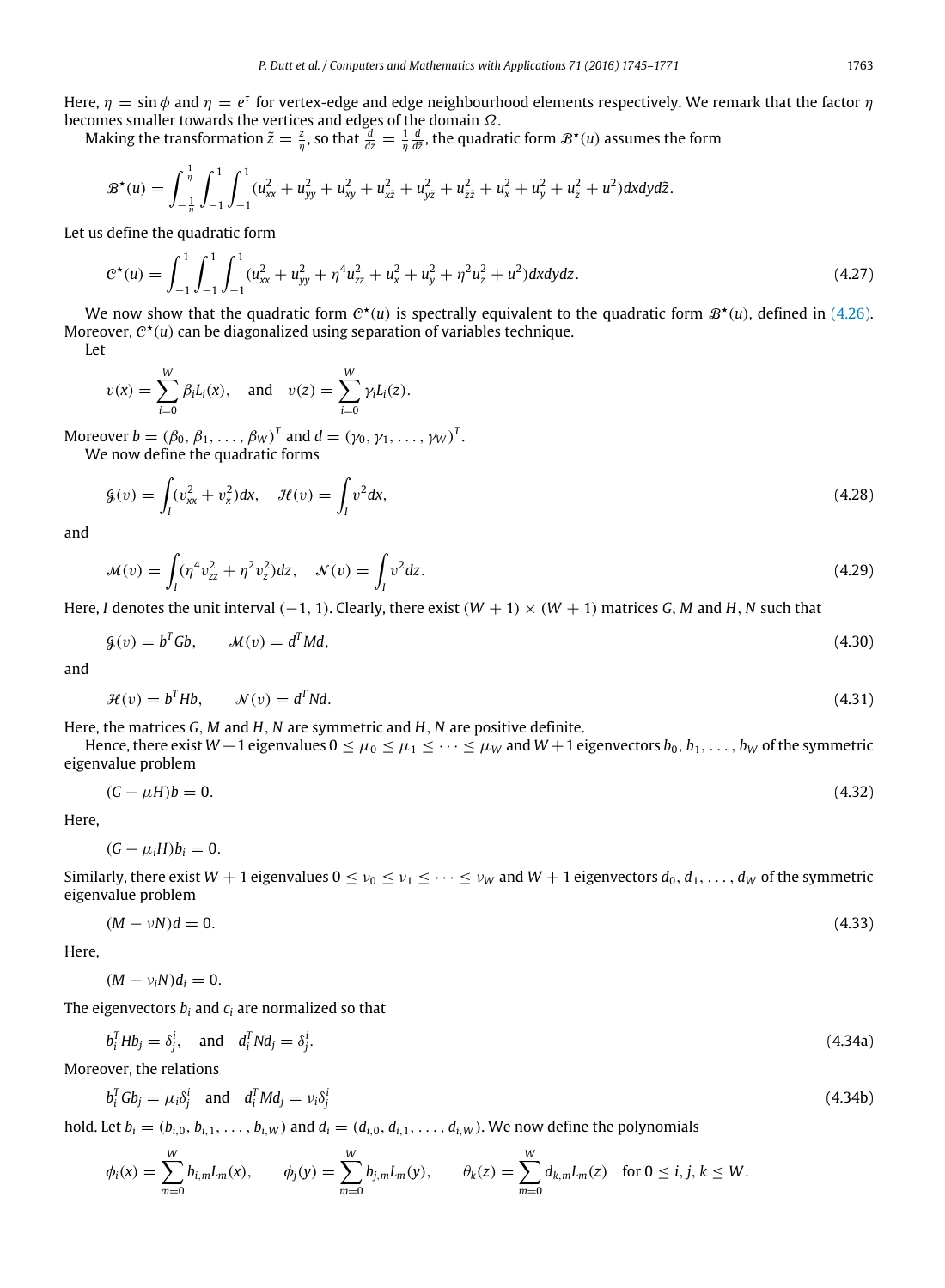Here, $\eta = \sin\phi$ and $\eta = e^{\tau}$ for vertex-edge and edge neighbourhood elements respectively. We remark that the factor $\eta$ becomes smaller towards the vertices and edges of the domain $\Omega$.

Making the transformation $\tilde{z} = \frac{z}{\eta}$, so that $\frac{d}{dz} = \frac{1}{\eta}\frac{d}{d\tilde{z}}$, the quadratic form $\mathcal{B}^{\star}(u)$ assumes the form

$$\mathcal{B}^{\star}(u) = \int_{-\frac{1}{\eta}}^{\frac{1}{\eta}}\int_{-1}^{1}\int_{-1}^{1}(u_{xx}^2 + u_{yy}^2 + u_{xy}^2 + u_{x\tilde{z}}^2 + u_{y\tilde{z}}^2 + u_{\tilde{z}\tilde{z}}^2 + u_x^2 + u_y^2 + u_{\tilde{z}}^2 + u^2)dxdyd\tilde{z}.$$

Let us define the quadratic form

$$\mathcal{C}^{\star}(u) = \int_{-1}^{1}\int_{-1}^{1}\int_{-1}^{1}(u_{xx}^2 + u_{yy}^2 + \eta^4 u_{zz}^2 + u_x^2 + u_y^2 + \eta^2 u_z^2 + u^2)dxdydz. \tag{4.27}$$

We now show that the quadratic form $\mathcal{C}^{\star}(u)$ is spectrally equivalent to the quadratic form $\mathcal{B}^{\star}(u)$, defined in (4.26). Moreover, $\mathcal{C}^{\star}(u)$ can be diagonalized using separation of variables technique.

Let

$$v(x) = \sum_{i=0}^{W}\beta_i L_i(x), \quad \text{and} \quad v(z) = \sum_{i=0}^{W}\gamma_i L_i(z).$$

Moreover $b = (\beta_0, \beta_1, \ldots, \beta_W)^T$ and $d = (\gamma_0, \gamma_1, \ldots, \gamma_W)^T$.

We now define the quadratic forms

$$\mathcal{G}(v) = \int_I (v_{xx}^2 + v_x^2)dx, \quad \mathcal{H}(v) = \int_I v^2 dx, \tag{4.28}$$

and

$$\mathcal{M}(v) = \int_I (\eta^4 v_{zz}^2 + \eta^2 v_z^2)dz, \quad \mathcal{N}(v) = \int_I v^2 dz. \tag{4.29}$$

Here, $I$ denotes the unit interval $(-1, 1)$. Clearly, there exist $(W+1)\times(W+1)$ matrices $G$, $M$ and $H$, $N$ such that

$$\mathcal{G}(v) = b^T G b, \qquad \mathcal{M}(v) = d^T M d, \tag{4.30}$$

and

$$\mathcal{H}(v) = b^T H b, \qquad \mathcal{N}(v) = d^T N d. \tag{4.31}$$

Here, the matrices $G$, $M$ and $H$, $N$ are symmetric and $H$, $N$ are positive definite.

Hence, there exist $W+1$ eigenvalues $0 \le \mu_0 \le \mu_1 \le \cdots \le \mu_W$ and $W+1$ eigenvectors $b_0, b_1, \ldots, b_W$ of the symmetric eigenvalue problem

$$(G - \mu H)b = 0. \tag{4.32}$$

Here,

$$(G - \mu_i H)b_i = 0.$$

Similarly, there exist $W+1$ eigenvalues $0 \le \nu_0 \le \nu_1 \le \cdots \le \nu_W$ and $W+1$ eigenvectors $d_0, d_1, \ldots, d_W$ of the symmetric eigenvalue problem

$$(M - \nu N)d = 0. \tag{4.33}$$

Here,

$$(M - \nu_i N)d_i = 0.$$

The eigenvectors $b_i$ and $c_i$ are normalized so that

$$b_i^T H b_j = \delta_j^i, \quad \text{and} \quad d_i^T N d_j = \delta_j^i. \tag{4.34a}$$

Moreover, the relations

$$b_i^T G b_j = \mu_i \delta_j^i \quad \text{and} \quad d_i^T M d_j = \nu_i \delta_j^i \tag{4.34b}$$

hold. Let $b_i = (b_{i,0}, b_{i,1}, \ldots, b_{i,W})$ and $d_i = (d_{i,0}, d_{i,1}, \ldots, d_{i,W})$. We now define the polynomials

$$\phi_i(x) = \sum_{m=0}^{W} b_{i,m}L_m(x), \qquad \phi_j(y) = \sum_{m=0}^{W} b_{j,m}L_m(y), \qquad \theta_k(z) = \sum_{m=0}^{W} d_{k,m}L_m(z) \quad \text{for } 0 \le i, j, k \le W.$$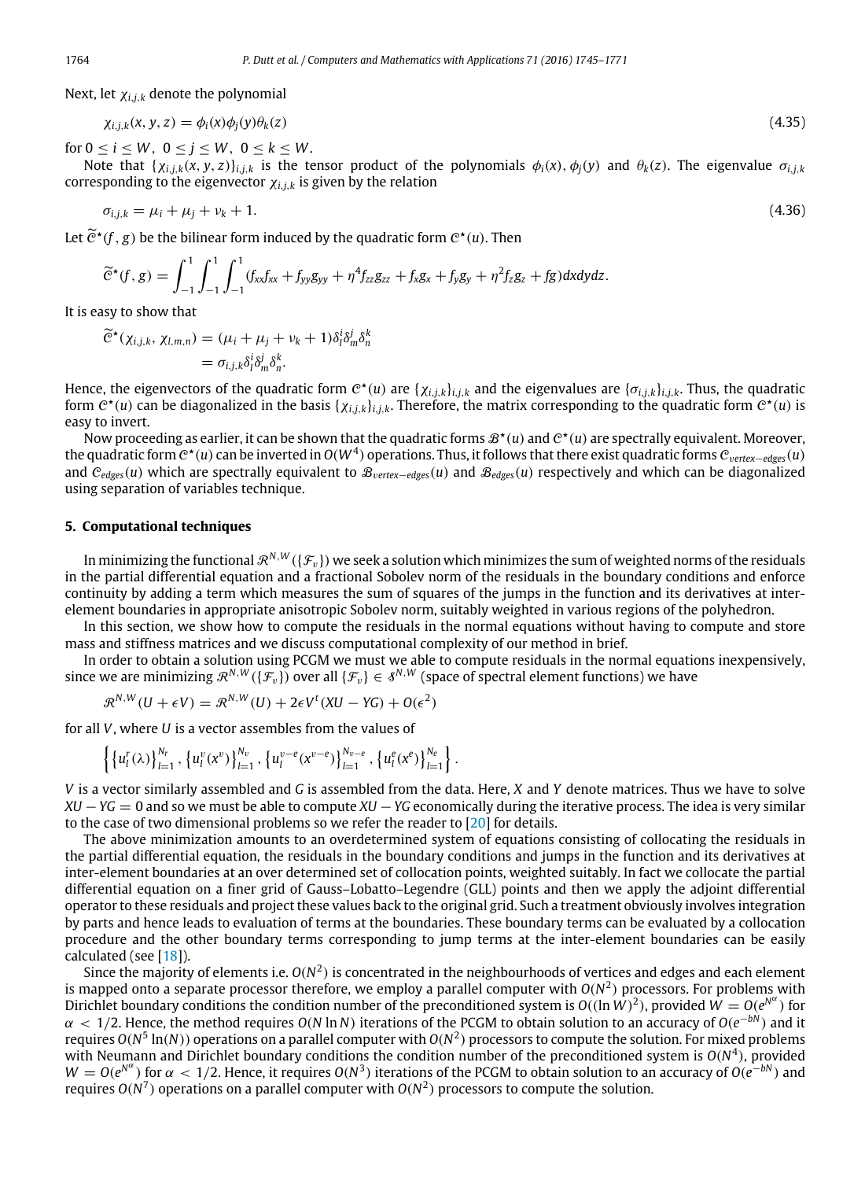Next, let $\chi_{i,j,k}$ denote the polynomial

$$\chi_{i,j,k}(x,y,z) = \phi_i(x)\phi_j(y)\theta_k(z) \tag{4.35}$$

for $0 \le i \le W,\ 0 \le j \le W,\ 0 \le k \le W$.

Note that $\{\chi_{i,j,k}(x,y,z)\}_{i,j,k}$ is the tensor product of the polynomials $\phi_i(x), \phi_j(y)$ and $\theta_k(z)$. The eigenvalue $\sigma_{i,j,k}$ corresponding to the eigenvector $\chi_{i,j,k}$ is given by the relation

$$\sigma_{i,j,k} = \mu_i + \mu_j + \nu_k + 1. \tag{4.36}$$

Let $\widetilde{\mathcal{C}}^{\star}(f,g)$ be the bilinear form induced by the quadratic form $\mathcal{C}^{\star}(u)$. Then

$$\widetilde{\mathcal{C}}^{\star}(f,g) = \int_{-1}^{1}\int_{-1}^{1}\int_{-1}^{1}(f_{xx}f_{xx} + f_{yy}g_{yy} + \eta^4 f_{zz}g_{zz} + f_x g_x + f_y g_y + \eta^2 f_z g_z + fg)\,dxdydz.$$

It is easy to show that

$$\begin{aligned}\widetilde{\mathcal{C}}^{\star}(\chi_{i,j,k}, \chi_{l,m,n}) &= (\mu_i + \mu_j + \nu_k + 1)\delta_l^i \delta_m^j \delta_n^k \\ &= \sigma_{i,j,k}\delta_l^i \delta_m^j \delta_n^k.\end{aligned}$$

Hence, the eigenvectors of the quadratic form $\mathcal{C}^{\star}(u)$ are $\{\chi_{i,j,k}\}_{i,j,k}$ and the eigenvalues are $\{\sigma_{i,j,k}\}_{i,j,k}$. Thus, the quadratic form $\mathcal{C}^{\star}(u)$ can be diagonalized in the basis $\{\chi_{i,j,k}\}_{i,j,k}$. Therefore, the matrix corresponding to the quadratic form $\mathcal{C}^{\star}(u)$ is easy to invert.

Now proceeding as earlier, it can be shown that the quadratic forms $\mathcal{B}^{\star}(u)$ and $\mathcal{C}^{\star}(u)$ are spectrally equivalent. Moreover, the quadratic form $\mathcal{C}^{\star}(u)$ can be inverted in $O(W^4)$ operations. Thus, it follows that there exist quadratic forms $\mathcal{C}_{vertex-edges}(u)$ and $\mathcal{C}_{edges}(u)$ which are spectrally equivalent to $\mathcal{B}_{vertex-edges}(u)$ and $\mathcal{B}_{edges}(u)$ respectively and which can be diagonalized using separation of variables technique.

## 5. Computational techniques

In minimizing the functional $\mathcal{R}^{N,W}(\{\mathcal{F}_v\})$ we seek a solution which minimizes the sum of weighted norms of the residuals in the partial differential equation and a fractional Sobolev norm of the residuals in the boundary conditions and enforce continuity by adding a term which measures the sum of squares of the jumps in the function and its derivatives at inter-element boundaries in appropriate anisotropic Sobolev norm, suitably weighted in various regions of the polyhedron.

In this section, we show how to compute the residuals in the normal equations without having to compute and store mass and stiffness matrices and we discuss computational complexity of our method in brief.

In order to obtain a solution using PCGM we must we able to compute residuals in the normal equations inexpensively, since we are minimizing $\mathcal{R}^{N,W}(\{\mathcal{F}_v\})$ over all $\{\mathcal{F}_v\} \in \mathcal{S}^{N,W}$ (space of spectral element functions) we have

$$\mathcal{R}^{N,W}(U + \epsilon V) = \mathcal{R}^{N,W}(U) + 2\epsilon V^t(XU - YG) + O(\epsilon^2)$$

for all $V$, where $U$ is a vector assembles from the values of

$$\left\{ \left\{u_l^r(\lambda)\right\}_{l=1}^{N_r}, \left\{u_l^v(x^v)\right\}_{l=1}^{N_v}, \left\{u_l^{v-e}(x^{v-e})\right\}_{l=1}^{N_{v-e}}, \left\{u_l^e(x^e)\right\}_{l=1}^{N_e} \right\}.$$

$V$ is a vector similarly assembled and $G$ is assembled from the data. Here, $X$ and $Y$ denote matrices. Thus we have to solve $XU - YG = 0$ and so we must be able to compute $XU - YG$ economically during the iterative process. The idea is very similar to the case of two dimensional problems so we refer the reader to [20] for details.

The above minimization amounts to an overdetermined system of equations consisting of collocating the residuals in the partial differential equation, the residuals in the boundary conditions and jumps in the function and its derivatives at inter-element boundaries at an over determined set of collocation points, weighted suitably. In fact we collocate the partial differential equation on a finer grid of Gauss–Lobatto–Legendre (GLL) points and then we apply the adjoint differential operator to these residuals and project these values back to the original grid. Such a treatment obviously involves integration by parts and hence leads to evaluation of terms at the boundaries. These boundary terms can be evaluated by a collocation procedure and the other boundary terms corresponding to jump terms at the inter-element boundaries can be easily calculated (see [18]).

Since the majority of elements i.e. $O(N^2)$ is concentrated in the neighbourhoods of vertices and edges and each element is mapped onto a separate processor therefore, we employ a parallel computer with $O(N^2)$ processors. For problems with Dirichlet boundary conditions the condition number of the preconditioned system is $O((\ln W)^2)$, provided $W = O(e^{N^\alpha})$ for $\alpha < 1/2$. Hence, the method requires $O(N \ln N)$ iterations of the PCGM to obtain solution to an accuracy of $O(e^{-bN})$ and it requires $O(N^5 \ln(N))$ operations on a parallel computer with $O(N^2)$ processors to compute the solution. For mixed problems with Neumann and Dirichlet boundary conditions the condition number of the preconditioned system is $O(N^4)$, provided $W = O(e^{N^\alpha})$ for $\alpha < 1/2$. Hence, it requires $O(N^3)$ iterations of the PCGM to obtain solution to an accuracy of $O(e^{-bN})$ and requires $O(N^7)$ operations on a parallel computer with $O(N^2)$ processors to compute the solution.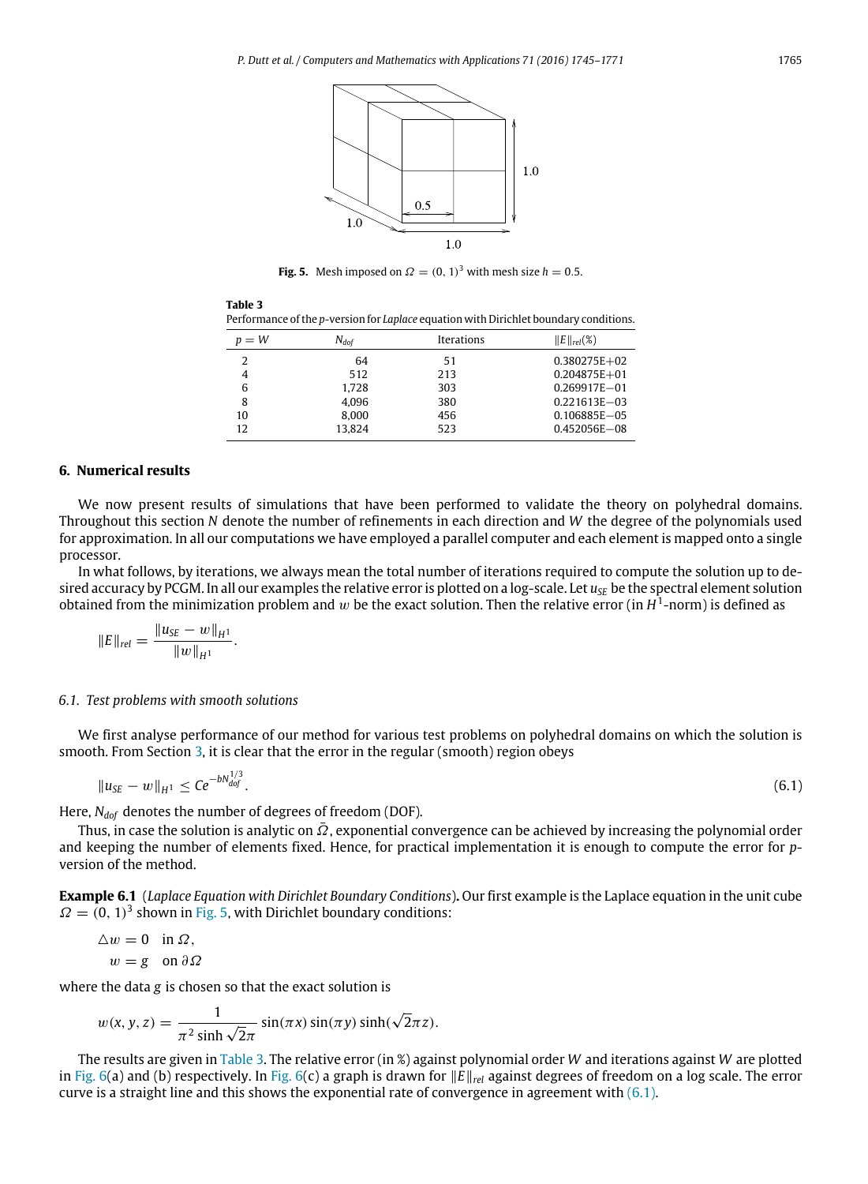**Fig. 5.** Mesh imposed on $\Omega = (0, 1)^3$ with mesh size $h = 0.5$.

**Table 3**
Performance of the *p*-version for *Laplace* equation with Dirichlet boundary conditions.

| $p = W$ | $N_{dof}$ | Iterations | $\|E\|_{rel}(\%)$ |
|---|---|---|---|
| 2 | 64 | 51 | 0.380275E+02 |
| 4 | 512 | 213 | 0.204875E+01 |
| 6 | 1,728 | 303 | 0.269917E−01 |
| 8 | 4,096 | 380 | 0.221613E−03 |
| 10 | 8,000 | 456 | 0.106885E−05 |
| 12 | 13,824 | 523 | 0.452056E−08 |

## 6. Numerical results

We now present results of simulations that have been performed to validate the theory on polyhedral domains. Throughout this section $N$ denote the number of refinements in each direction and $W$ the degree of the polynomials used for approximation. In all our computations we have employed a parallel computer and each element is mapped onto a single processor.

In what follows, by iterations, we always mean the total number of iterations required to compute the solution up to desired accuracy by PCGM. In all our examples the relative error is plotted on a log-scale. Let $u_{SE}$ be the spectral element solution obtained from the minimization problem and $w$ be the exact solution. Then the relative error (in $H^1$-norm) is defined as

$$\|E\|_{rel} = \frac{\|u_{SE} - w\|_{H^1}}{\|w\|_{H^1}}.$$

### 6.1. Test problems with smooth solutions

We first analyse performance of our method for various test problems on polyhedral domains on which the solution is smooth. From Section 3, it is clear that the error in the regular (smooth) region obeys

$$\|u_{SE} - w\|_{H^1} \leq Ce^{-bN_{dof}^{1/3}}. \tag{6.1}$$

Here, $N_{dof}$ denotes the number of degrees of freedom (DOF).

Thus, in case the solution is analytic on $\bar{\Omega}$, exponential convergence can be achieved by increasing the polynomial order and keeping the number of elements fixed. Hence, for practical implementation it is enough to compute the error for *p*-version of the method.

**Example 6.1** (*Laplace Equation with Dirichlet Boundary Conditions*)**.** Our first example is the Laplace equation in the unit cube $\Omega = (0, 1)^3$ shown in Fig. 5, with Dirichlet boundary conditions:

$$\begin{aligned} \triangle w &= 0 \quad \text{in } \Omega, \\ w &= g \quad \text{on } \partial\Omega \end{aligned}$$

where the data $g$ is chosen so that the exact solution is

$$w(x, y, z) = \frac{1}{\pi^2 \sinh \sqrt{2}\pi} \sin(\pi x) \sin(\pi y) \sinh(\sqrt{2}\pi z).$$

The results are given in Table 3. The relative error (in %) against polynomial order $W$ and iterations against $W$ are plotted in Fig. 6(a) and (b) respectively. In Fig. 6(c) a graph is drawn for $\|E\|_{rel}$ against degrees of freedom on a log scale. The error curve is a straight line and this shows the exponential rate of convergence in agreement with (6.1).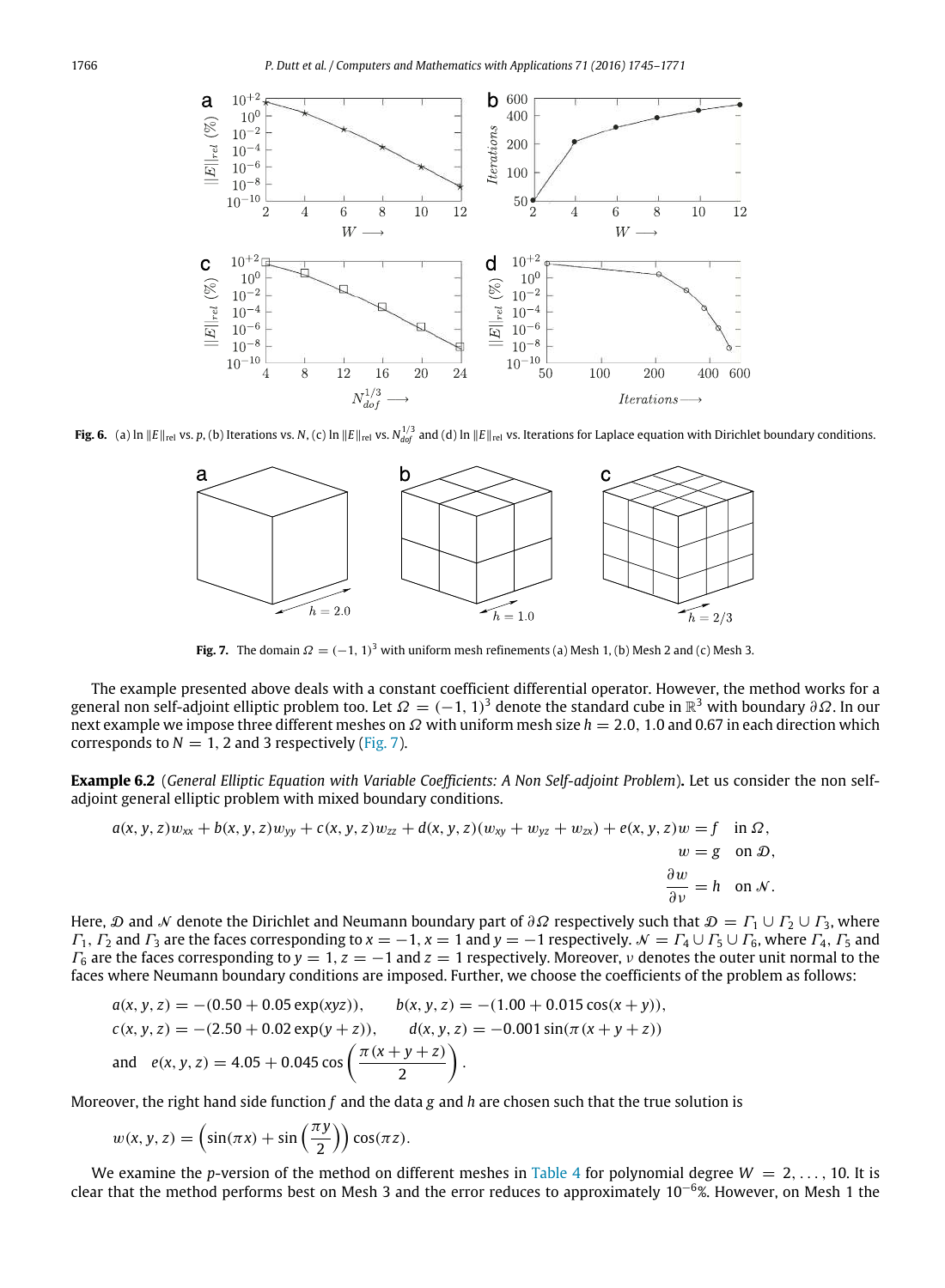**Fig. 6.** (a) ln $\|E\|_{\text{rel}}$ vs. $p$, (b) Iterations vs. $N$, (c) ln $\|E\|_{\text{rel}}$ vs. $N_{dof}^{1/3}$ and (d) ln $\|E\|_{\text{rel}}$ vs. Iterations for Laplace equation with Dirichlet boundary conditions.

**Fig. 7.** The domain $\Omega = (-1, 1)^3$ with uniform mesh refinements (a) Mesh 1, (b) Mesh 2 and (c) Mesh 3.

The example presented above deals with a constant coefficient differential operator. However, the method works for a general non self-adjoint elliptic problem too. Let $\Omega = (-1, 1)^3$ denote the standard cube in $\mathbb{R}^3$ with boundary $\partial\Omega$. In our next example we impose three different meshes on $\Omega$ with uniform mesh size $h = 2.0$, 1.0 and 0.67 in each direction which corresponds to $N = 1$, 2 and 3 respectively (Fig. 7).

**Example 6.2** (*General Elliptic Equation with Variable Coefficients: A Non Self-adjoint Problem*)**.** Let us consider the non self-adjoint general elliptic problem with mixed boundary conditions.

$$a(x, y, z)w_{xx} + b(x, y, z)w_{yy} + c(x, y, z)w_{zz} + d(x, y, z)(w_{xy} + w_{yz} + w_{zx}) + e(x, y, z)w = f \quad \text{in } \Omega,$$

$$w = g \quad \text{on } \mathcal{D},$$

$$\frac{\partial w}{\partial \nu} = h \quad \text{on } \mathcal{N}.$$

Here, $\mathcal{D}$ and $\mathcal{N}$ denote the Dirichlet and Neumann boundary part of $\partial\Omega$ respectively such that $\mathcal{D} = \Gamma_1 \cup \Gamma_2 \cup \Gamma_3$, where $\Gamma_1$, $\Gamma_2$ and $\Gamma_3$ are the faces corresponding to $x = -1$, $x = 1$ and $y = -1$ respectively. $\mathcal{N} = \Gamma_4 \cup \Gamma_5 \cup \Gamma_6$, where $\Gamma_4$, $\Gamma_5$ and $\Gamma_6$ are the faces corresponding to $y = 1$, $z = -1$ and $z = 1$ respectively. Moreover, $\nu$ denotes the outer unit normal to the faces where Neumann boundary conditions are imposed. Further, we choose the coefficients of the problem as follows:

$$a(x, y, z) = -(0.50 + 0.05\exp(xyz)), \qquad b(x, y, z) = -(1.00 + 0.015\cos(x + y)),$$

$$c(x, y, z) = -(2.50 + 0.02\exp(y + z)), \qquad d(x, y, z) = -0.001\sin(\pi(x + y + z))$$

$$\text{and} \quad e(x, y, z) = 4.05 + 0.045\cos\left(\frac{\pi(x + y + z)}{2}\right).$$

Moreover, the right hand side function $f$ and the data $g$ and $h$ are chosen such that the true solution is

$$w(x, y, z) = \left(\sin(\pi x) + \sin\left(\frac{\pi y}{2}\right)\right)\cos(\pi z).$$

We examine the $p$-version of the method on different meshes in Table 4 for polynomial degree $W = 2, \ldots, 10$. It is clear that the method performs best on Mesh 3 and the error reduces to approximately $10^{-6}$%. However, on Mesh 1 the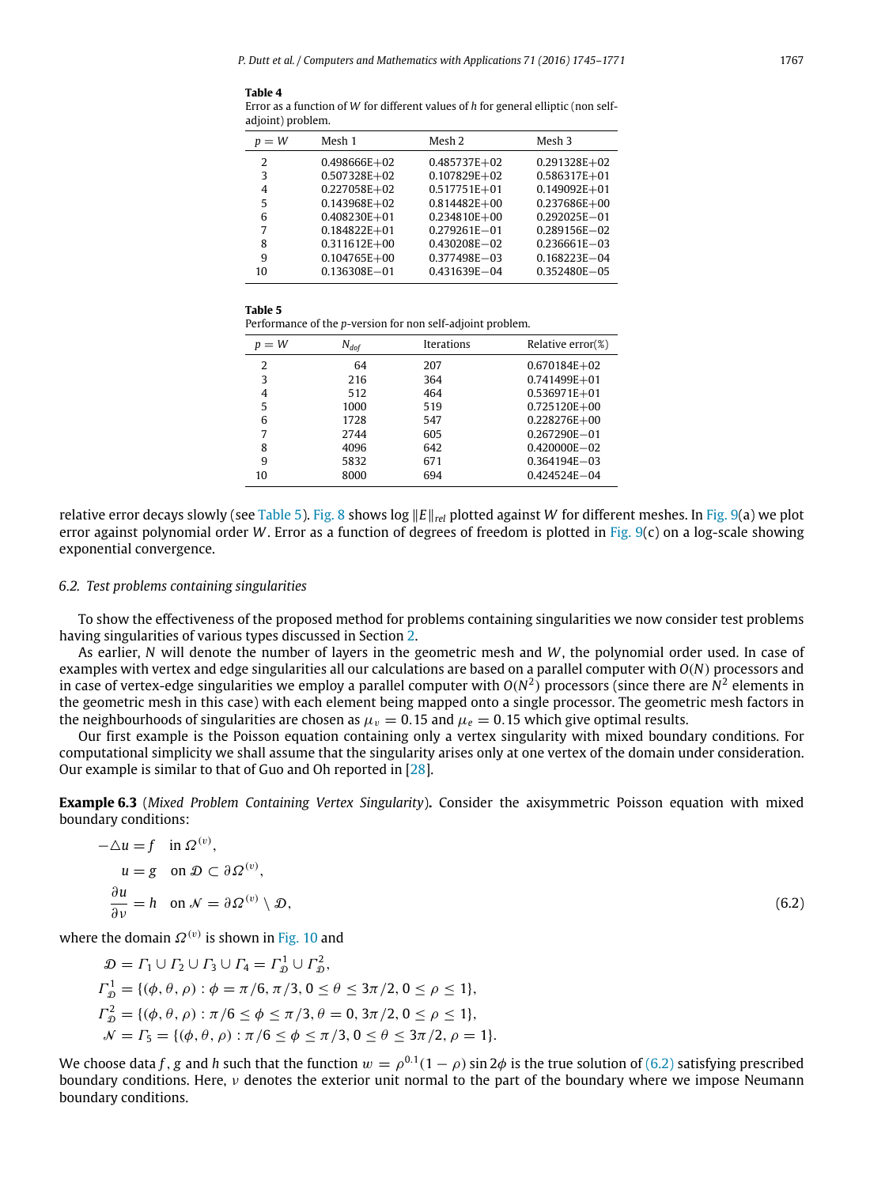**Table 4**
Error as a function of $W$ for different values of $h$ for general elliptic (non self-adjoint) problem.

| $p = W$ | Mesh 1 | Mesh 2 | Mesh 3 |
|---|---|---|---|
| 2 | 0.498666E+02 | 0.485737E+02 | 0.291328E+02 |
| 3 | 0.507328E+02 | 0.107829E+02 | 0.586317E+01 |
| 4 | 0.227058E+02 | 0.517751E+01 | 0.149092E+01 |
| 5 | 0.143968E+02 | 0.814482E+00 | 0.237686E+00 |
| 6 | 0.408230E+01 | 0.234810E+00 | 0.292025E−01 |
| 7 | 0.184822E+01 | 0.279261E−01 | 0.289156E−02 |
| 8 | 0.311612E+00 | 0.430208E−02 | 0.236661E−03 |
| 9 | 0.104765E+00 | 0.377498E−03 | 0.168223E−04 |
| 10 | 0.136308E−01 | 0.431639E−04 | 0.352480E−05 |

**Table 5**
Performance of the $p$-version for non self-adjoint problem.

| $p = W$ | $N_{dof}$ | Iterations | Relative error(%) |
|---|---|---|---|
| 2 | 64 | 207 | 0.670184E+02 |
| 3 | 216 | 364 | 0.741499E+01 |
| 4 | 512 | 464 | 0.536971E+01 |
| 5 | 1000 | 519 | 0.725120E+00 |
| 6 | 1728 | 547 | 0.228276E+00 |
| 7 | 2744 | 605 | 0.267290E−01 |
| 8 | 4096 | 642 | 0.420000E−02 |
| 9 | 5832 | 671 | 0.364194E−03 |
| 10 | 8000 | 694 | 0.424524E−04 |

relative error decays slowly (see Table 5). Fig. 8 shows $\log \|E\|_{rel}$ plotted against $W$ for different meshes. In Fig. 9(a) we plot error against polynomial order $W$. Error as a function of degrees of freedom is plotted in Fig. 9(c) on a log-scale showing exponential convergence.

### 6.2. Test problems containing singularities

To show the effectiveness of the proposed method for problems containing singularities we now consider test problems having singularities of various types discussed in Section 2.

As earlier, $N$ will denote the number of layers in the geometric mesh and $W$, the polynomial order used. In case of examples with vertex and edge singularities all our calculations are based on a parallel computer with $O(N)$ processors and in case of vertex-edge singularities we employ a parallel computer with $O(N^2)$ processors (since there are $N^2$ elements in the geometric mesh in this case) with each element being mapped onto a single processor. The geometric mesh factors in the neighbourhoods of singularities are chosen as $\mu_v = 0.15$ and $\mu_e = 0.15$ which give optimal results.

Our first example is the Poisson equation containing only a vertex singularity with mixed boundary conditions. For computational simplicity we shall assume that the singularity arises only at one vertex of the domain under consideration. Our example is similar to that of Guo and Oh reported in [28].

**Example 6.3** (*Mixed Problem Containing Vertex Singularity*)**.** Consider the axisymmetric Poisson equation with mixed boundary conditions:

$$
\begin{aligned}
-\triangle u &= f \quad \text{in } \Omega^{(v)}, \\
u &= g \quad \text{on } \mathcal{D} \subset \partial\Omega^{(v)}, \\
\frac{\partial u}{\partial \nu} &= h \quad \text{on } \mathcal{N} = \partial\Omega^{(v)} \setminus \mathcal{D},
\end{aligned}
\tag{6.2}
$$

where the domain $\Omega^{(v)}$ is shown in Fig. 10 and

$$
\begin{aligned}
&\mathcal{D} = \Gamma_1 \cup \Gamma_2 \cup \Gamma_3 \cup \Gamma_4 = \Gamma_{\mathcal{D}}^1 \cup \Gamma_{\mathcal{D}}^2, \\
&\Gamma_{\mathcal{D}}^1 = \{(\phi, \theta, \rho) : \phi = \pi/6, \pi/3, 0 \le \theta \le 3\pi/2, 0 \le \rho \le 1\}, \\
&\Gamma_{\mathcal{D}}^2 = \{(\phi, \theta, \rho) : \pi/6 \le \phi \le \pi/3, \theta = 0, 3\pi/2, 0 \le \rho \le 1\}, \\
&\mathcal{N} = \Gamma_5 = \{(\phi, \theta, \rho) : \pi/6 \le \phi \le \pi/3, 0 \le \theta \le 3\pi/2, \rho = 1\}.
\end{aligned}
$$

We choose data $f$, $g$ and $h$ such that the function $w = \rho^{0.1}(1-\rho)\sin 2\phi$ is the true solution of (6.2) satisfying prescribed boundary conditions. Here, $\nu$ denotes the exterior unit normal to the part of the boundary where we impose Neumann boundary conditions.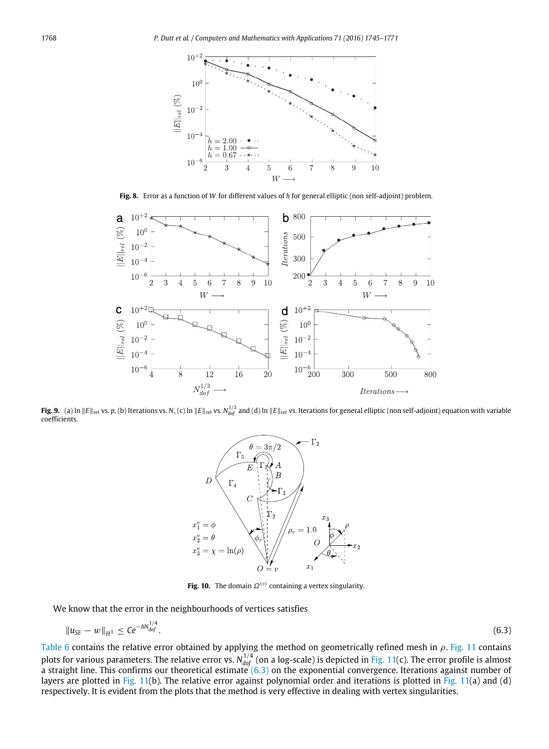**Fig. 8.** Error as a function of $W$ for different values of $h$ for general elliptic (non self-adjoint) problem.

**Fig. 9.** (a) ln $\|E\|_{\text{rel}}$ vs. $p$, (b) Iterations vs. $N$, (c) ln $\|E\|_{\text{rel}}$ vs. $N_{dof}^{1/3}$ and (d) ln $\|E\|_{\text{rel}}$ vs. Iterations for general elliptic (non self-adjoint) equation with variable coefficients.

**Fig. 10.** The domain $\Omega^{(v)}$ containing a vertex singularity.

We know that the error in the neighbourhoods of vertices satisfies

$$\|u_{SE} - w\|_{H^1} \leq Ce^{-bN_{dof}^{1/4}}. \tag{6.3}$$

Table 6 contains the relative error obtained by applying the method on geometrically refined mesh in $\rho$. Fig. 11 contains plots for various parameters. The relative error vs. $N_{dof}^{1/4}$ (on a log-scale) is depicted in Fig. 11(c). The error profile is almost a straight line. This confirms our theoretical estimate (6.3) on the exponential convergence. Iterations against number of layers are plotted in Fig. 11(b). The relative error against polynomial order and iterations is plotted in Fig. 11(a) and (d) respectively. It is evident from the plots that the method is very effective in dealing with vertex singularities.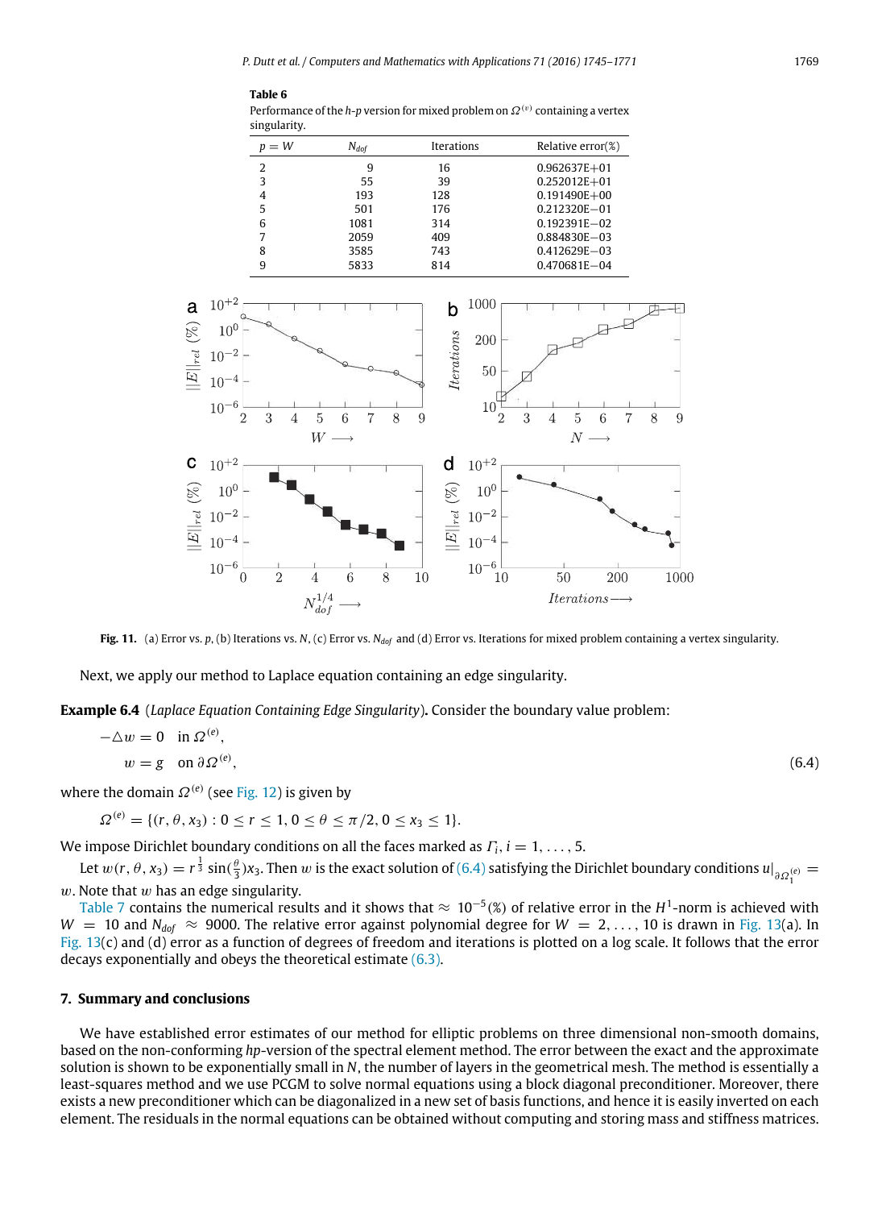**Table 6**
Performance of the *h*-*p* version for mixed problem on $\Omega^{(v)}$ containing a vertex singularity.

| $p = W$ | $N_{dof}$ | Iterations | Relative error(%) |
|---|---|---|---|
| 2 | 9 | 16 | 0.962637E+01 |
| 3 | 55 | 39 | 0.252012E+01 |
| 4 | 193 | 128 | 0.191490E+00 |
| 5 | 501 | 176 | 0.212320E−01 |
| 6 | 1081 | 314 | 0.192391E−02 |
| 7 | 2059 | 409 | 0.884830E−03 |
| 8 | 3585 | 743 | 0.412629E−03 |
| 9 | 5833 | 814 | 0.470681E−04 |

**Fig. 11.** (a) Error vs. *p*, (b) Iterations vs. *N*, (c) Error vs. $N_{dof}$ and (d) Error vs. Iterations for mixed problem containing a vertex singularity.

Next, we apply our method to Laplace equation containing an edge singularity.

**Example 6.4** (*Laplace Equation Containing Edge Singularity*)**.** Consider the boundary value problem:

$$
\begin{aligned}
-\triangle w &= 0 \quad \text{in } \Omega^{(e)}, \\
w &= g \quad \text{on } \partial\Omega^{(e)},
\end{aligned}
\tag{6.4}
$$

where the domain $\Omega^{(e)}$ (see Fig. 12) is given by

$$\Omega^{(e)} = \{(r, \theta, x_3) : 0 \le r \le 1, 0 \le \theta \le \pi/2, 0 \le x_3 \le 1\}.$$

We impose Dirichlet boundary conditions on all the faces marked as $\Gamma_i$, $i = 1, \ldots, 5$.

Let $w(r, \theta, x_3) = r^{\frac{1}{3}} \sin(\frac{\theta}{3}) x_3$. Then $w$ is the exact solution of (6.4) satisfying the Dirichlet boundary conditions $u|_{\partial\Omega_1^{(e)}} = w$. Note that $w$ has an edge singularity.

Table 7 contains the numerical results and it shows that $\approx 10^{-5}$(%) of relative error in the $H^1$-norm is achieved with $W = 10$ and $N_{dof} \approx 9000$. The relative error against polynomial degree for $W = 2, \ldots, 10$ is drawn in Fig. 13(a). In Fig. 13(c) and (d) error as a function of degrees of freedom and iterations is plotted on a log scale. It follows that the error decays exponentially and obeys the theoretical estimate (6.3).

## 7. Summary and conclusions

We have established error estimates of our method for elliptic problems on three dimensional non-smooth domains, based on the non-conforming *hp*-version of the spectral element method. The error between the exact and the approximate solution is shown to be exponentially small in *N*, the number of layers in the geometrical mesh. The method is essentially a least-squares method and we use PCGM to solve normal equations using a block diagonal preconditioner. Moreover, there exists a new preconditioner which can be diagonalized in a new set of basis functions, and hence it is easily inverted on each element. The residuals in the normal equations can be obtained without computing and storing mass and stiffness matrices.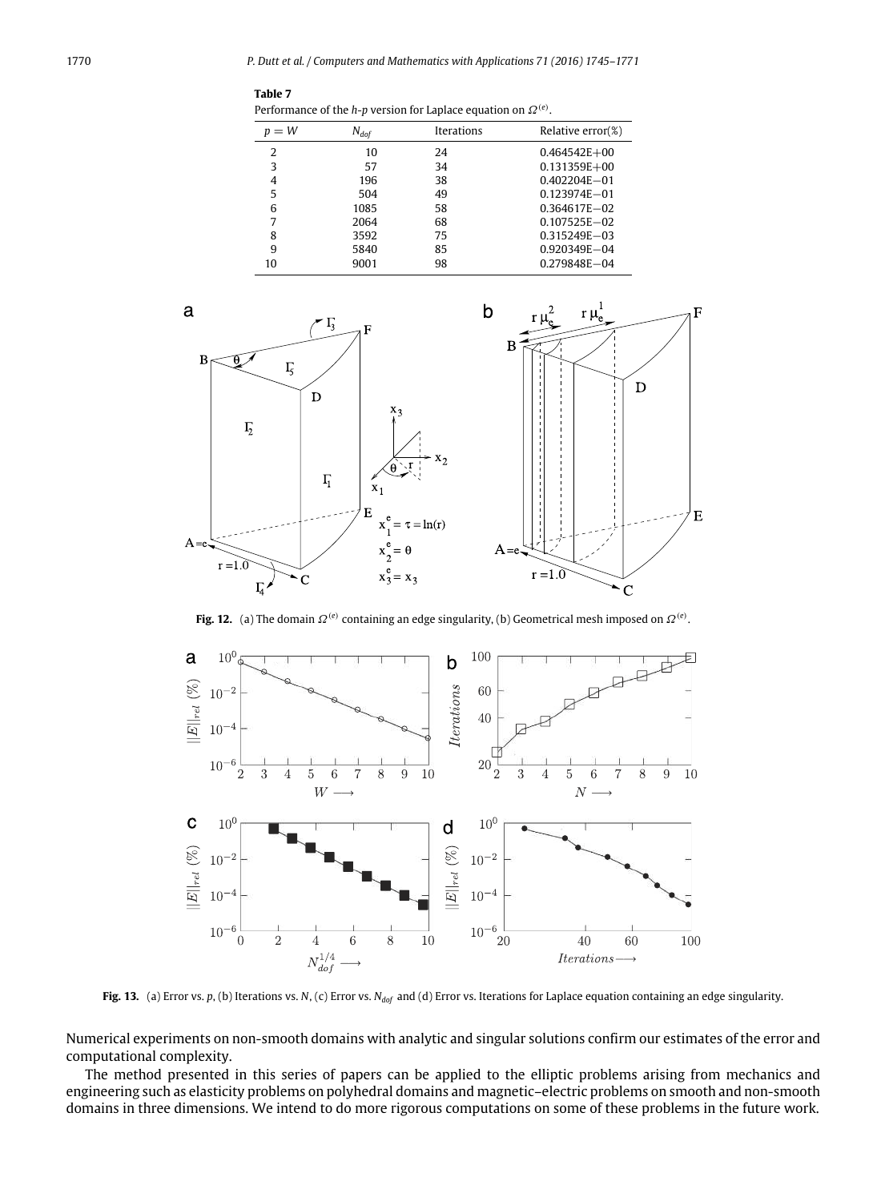**Table 7**
Performance of the *h-p* version for Laplace equation on $\Omega^{(e)}$.

| $p = W$ | $N_{dof}$ | Iterations | Relative error(%) |
|---|---|---|---|
| 2 | 10 | 24 | 0.464542E+00 |
| 3 | 57 | 34 | 0.131359E+00 |
| 4 | 196 | 38 | 0.402204E−01 |
| 5 | 504 | 49 | 0.123974E−01 |
| 6 | 1085 | 58 | 0.364617E−02 |
| 7 | 2064 | 68 | 0.107525E−02 |
| 8 | 3592 | 75 | 0.315249E−03 |
| 9 | 5840 | 85 | 0.920349E−04 |
| 10 | 9001 | 98 | 0.279848E−04 |

**Fig. 12.** (a) The domain $\Omega^{(e)}$ containing an edge singularity, (b) Geometrical mesh imposed on $\Omega^{(e)}$.

**Fig. 13.** (a) Error vs. *p*, (b) Iterations vs. *N*, (c) Error vs. $N_{dof}$ and (d) Error vs. Iterations for Laplace equation containing an edge singularity.

Numerical experiments on non-smooth domains with analytic and singular solutions confirm our estimates of the error and computational complexity.

The method presented in this series of papers can be applied to the elliptic problems arising from mechanics and engineering such as elasticity problems on polyhedral domains and magnetic–electric problems on smooth and non-smooth domains in three dimensions. We intend to do more rigorous computations on some of these problems in the future work.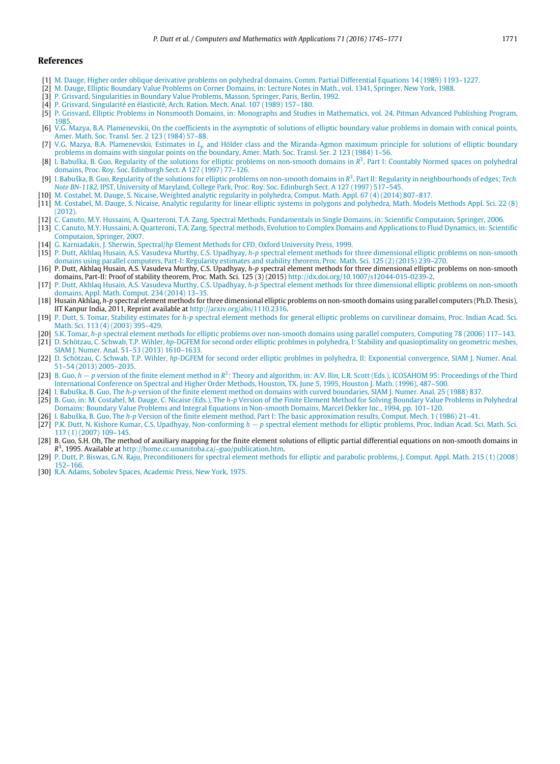## References

[1] M. Dauge, Higher order oblique derivative problems on polyhedral domains, Comm. Partial Differential Equations 14 (1989) 1193–1227.

[2] M. Dauge, Elliptic Boundary Value Problems on Corner Domains, in: Lecture Notes in Math., vol. 1341, Springer, New York, 1988.

[3] P. Grisvard, Singularities in Boundary Value Problems, Masson, Springer, Paris, Berlin, 1992.

[4] P. Grisvard, Singularité en élasticitè, Arch. Ration. Mech. Anal. 107 (1989) 157–180.

[5] P. Grisvard, Elliptic Problems in Nonsmooth Domains, in: Monographs and Studies in Mathematics, vol. 24, Pitman Advanced Publishing Program, 1985.

[6] V.G. Mazya, B.A. Plamenevskii, On the coefficients in the asymptotic of solutions of elliptic boundary value problems in domain with conical points, Amer. Math. Soc. Transl. Ser. 2 123 (1984) 57–88.

[7] V.G. Mazya, B.A. Plamenevskii, Estimates in $L_p$ and Hölder class and the Miranda-Agmon maximum principle for solutions of elliptic boundary problems in domains with singular points on the boundary, Amer. Math. Soc. Transl. Ser. 2 123 (1984) 1–56.

[8] I. Babuška, B. Guo, Regularity of the solutions for elliptic problems on non-smooth domains in $R^3$, Part I: Countably Normed spaces on polyhedral domains, Proc. Roy. Soc. Edinburgh Sect. A 127 (1997) 77–126.

[9] I. Babuška, B. Guo, Regularity of the solutions for elliptic problems on non-smooth domains in $R^3$, Part II: Regularity in neighbourhoods of edges; *Tech. Note BN-1182*, IPST, University of Maryland, College Park, Proc. Roy. Soc. Edinburgh Sect. A 127 (1997) 517–545.

[10] M. Costabel, M. Dauge, S. Nicaise, Weighted analytic regularity in polyhedra, Comput. Math. Appl. 67 (4) (2014) 807–817.

[11] M. Costabel, M. Dauge, S. Nicaise, Analytic regularity for linear elliptic systems in polygons and polyhedra, Math. Models Methods Appl. Sci. 22 (8) (2012).

[12] C. Canuto, M.Y. Hussaini, A. Quarteroni, T.A. Zang, Spectral Methods, Fundamentals in Single Domains, in: Scientific Computaion, Springer, 2006.

[13] C. Canuto, M.Y. Hussaini, A. Quarteroni, T.A. Zang, Spectral methods, Evolution to Complex Domains and Applications to Fluid Dynamics, in: Scientific Computaion, Springer, 2007.

[14] G. Karniadakis, J. Sherwin, Spectral/*hp* Element Methods for CFD, Oxford University Press, 1999.

[15] P. Dutt, Akhlaq Husain, A.S. Vasudeva Murthy, C.S. Upadhyay, *h-p* spectral element methods for three dimensional elliptic problems on non-smooth domains using parallel computers, Part-I: Regularity estimates and stability theorem, Proc. Math. Sci. 125 (2) (2015) 239–270.

[16] P. Dutt, Akhlaq Husain, A.S. Vasudeva Murthy, C.S. Upadhyay, *h-p* spectral element methods for three dimensional elliptic problems on non-smooth domains, Part-II: Proof of stability theorem, Proc. Math. Sci. 125 (3) (2015) http://dx.doi.org/10.1007/s12044-015-0239-2.

[17] P. Dutt, Akhlaq Husain, A.S. Vasudeva Murthy, C.S. Upadhyay, *h-p* Spectral element methods for three dimensional elliptic problems on non-smooth domains, Appl. Math. Comput. 234 (2014) 13–35.

[18] Husain Akhlaq, *h-p* spectral element methods for three dimensional elliptic problems on non-smooth domains using parallel computers (Ph.D. Thesis), IIT Kanpur India, 2011, Reprint available at http://arxiv.org/abs/1110.2316.

[19] P. Dutt, S. Tomar, Stability estimates for *h-p* spectral element methods for general elliptic problems on curvilinear domains, Proc. Indian Acad. Sci. Math. Sci. 113 (4) (2003) 395–429.

[20] S.K. Tomar, *h-p* spectral element methods for elliptic problems over non-smooth domains using parallel computers, Computing 78 (2006) 117–143.

[21] D. Schötzau, C. Schwab, T.P. Wihler, *hp*-DGFEM for second order elliptic problmes in polyhedra, I: Stability and quasioptimality on geometric meshes, SIAM J. Numer. Anal. 51–53 (2013) 1610–1633.

[22] D. Schötzau, C. Schwab, T.P. Wihler, *hp*-DGFEM for second order elliptic problmes in polyhedra, II: Exponential convergence, SIAM J. Numer. Anal. 51–54 (2013) 2005–2035.

[23] B. Guo, $h - p$ version of the finite element method in $R^3$: Theory and algorithm, in: A.V. Ilin, L.R. Scott (Eds.), ICOSAHOM 95: Proceedings of the Third International Conference on Spectral and Higher Order Methods, Houston, TX, June 5, 1995, Houston J. Math. (1996), 487–500.

[24] I. Babuška, B. Guo, The *h-p* version of the finite element method on domains with curved boundaries, SIAM J. Numer. Anal. 25 (1988) 837.

[25] B. Guo, in: M. Costabel, M. Dauge, C. Nicaise (Eds.), The *h-p* Version of the Finite Element Method for Solving Boundary Value Problems in Polyhedral Domains: Boundary Value Problems and Integral Equations in Non-smooth Domains, Marcel Dekker Inc., 1994, pp. 101–120.

[26] I. Babuška, B. Guo, The *h-p* Version of the finite element method, Part I: The basic approximation results, Comput. Mech. 1 (1986) 21–41.

[27] P.K. Dutt, N. Kishore Kumar, C.S. Upadhyay, Non-conforming $h - p$ spectral element methods for elliptic problems, Proc. Indian Acad. Sci. Math. Sci. 117 (1) (2007) 109–145.

[28] B. Guo, S.H. Oh, The method of auxiliary mapping for the finite element solutions of elliptic partial differential equations on non-smooth domains in $R^3$, 1995. Available at http://home.cc.umanitoba.ca/~guo/publication.htm.

[29] P. Dutt, P. Biswas, G.N. Raju, Preconditioners for spectral element methods for elliptic and parabolic problems, J. Comput. Appl. Math. 215 (1) (2008) 152–166.

[30] R.A. Adams, Sobolev Spaces, Academic Press, New York, 1975.